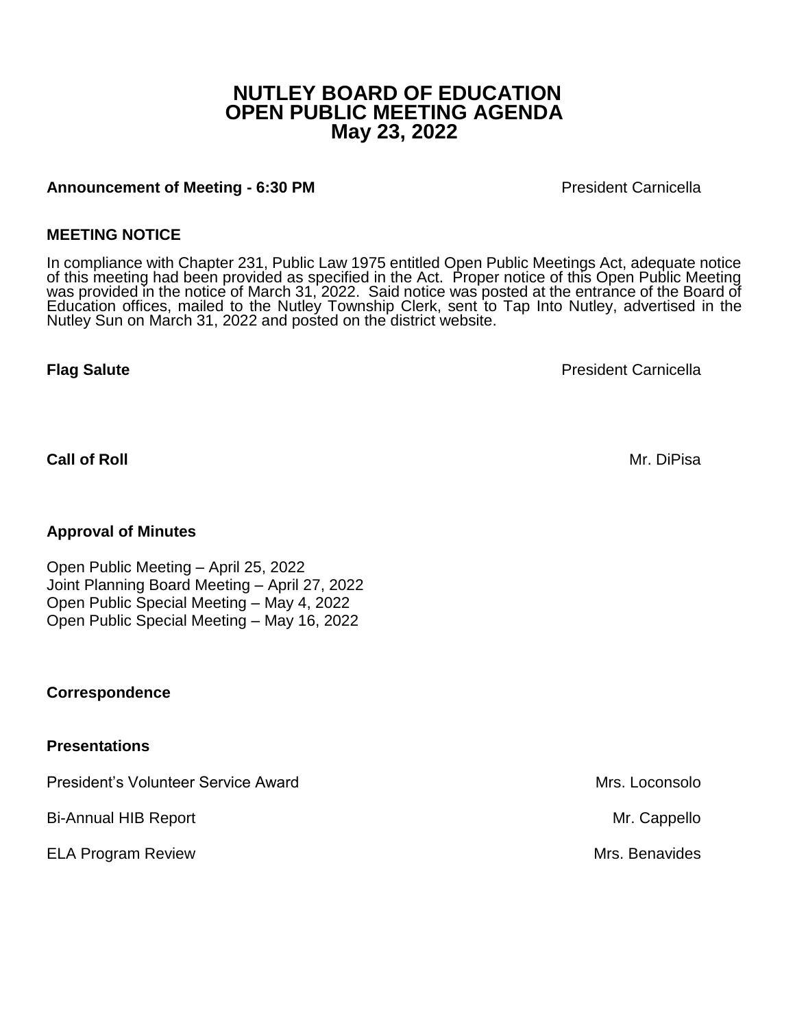# NUTLEY BOARD OF EDUCATION
# OPEN PUBLIC MEETING AGENDA
# May 23, 2022

**Announcement of Meeting - 6:30 PM** President Carnicella

**MEETING NOTICE**

In compliance with Chapter 231, Public Law 1975 entitled Open Public Meetings Act, adequate notice of this meeting had been provided as specified in the Act. Proper notice of this Open Public Meeting was provided in the notice of March 31, 2022. Said notice was posted at the entrance of the Board of Education offices, mailed to the Nutley Township Clerk, sent to Tap Into Nutley, advertised in the Nutley Sun on March 31, 2022 and posted on the district website.

**Flag Salute** President Carnicella

**Call of Roll** Mr. DiPisa

**Approval of Minutes**

Open Public Meeting – April 25, 2022
Joint Planning Board Meeting – April 27, 2022
Open Public Special Meeting – May 4, 2022
Open Public Special Meeting – May 16, 2022

**Correspondence**

**Presentations**

President's Volunteer Service Award Mrs. Loconsolo

Bi-Annual HIB Report Mr. Cappello

ELA Program Review Mrs. Benavides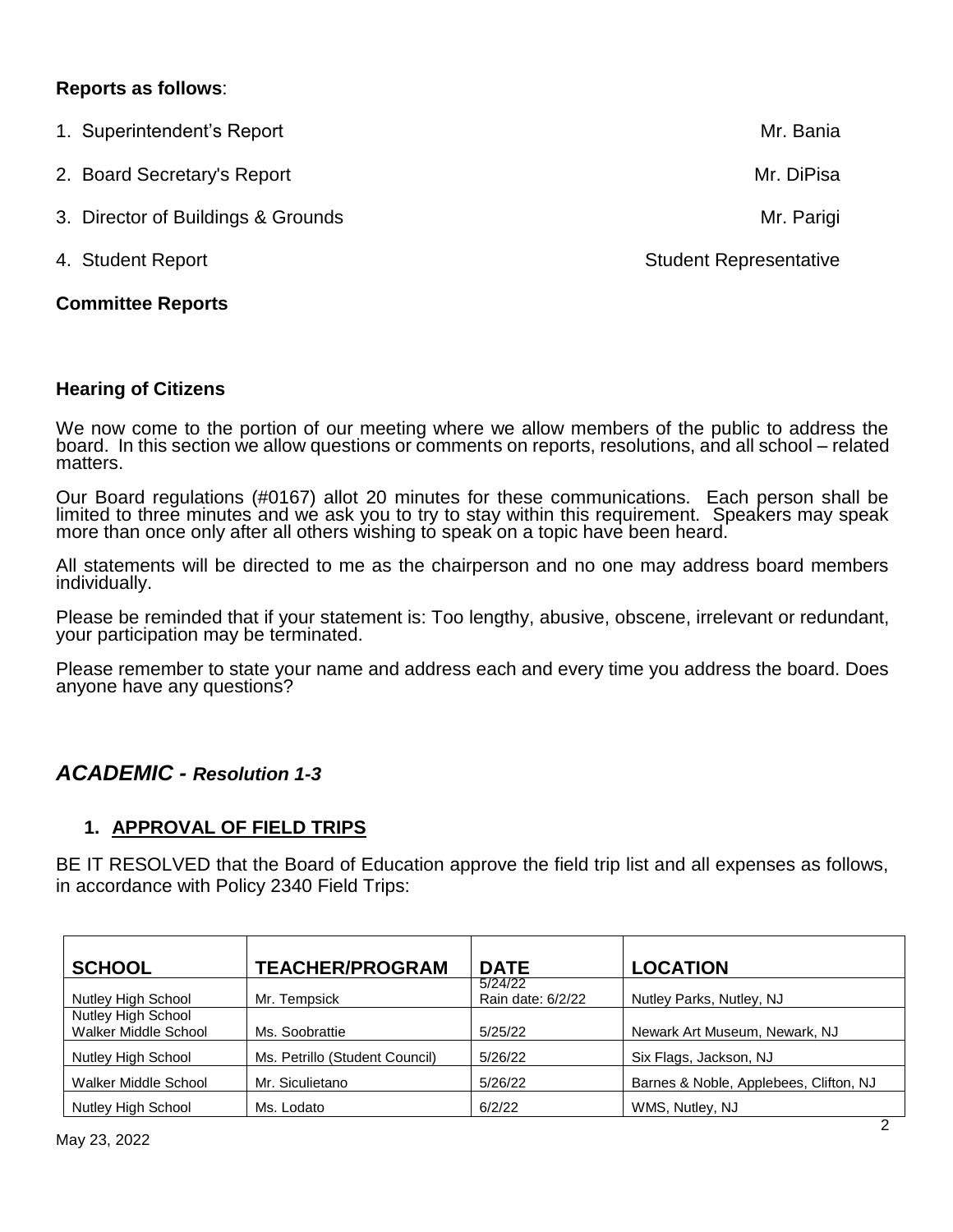**Reports as follows**:

1. Superintendent's Report — Mr. Bania
2. Board Secretary's Report — Mr. DiPisa
3. Director of Buildings & Grounds — Mr. Parigi
4. Student Report — Student Representative

**Committee Reports**

**Hearing of Citizens**

We now come to the portion of our meeting where we allow members of the public to address the board. In this section we allow questions or comments on reports, resolutions, and all school – related matters.

Our Board regulations (#0167) allot 20 minutes for these communications. Each person shall be limited to three minutes and we ask you to try to stay within this requirement. Speakers may speak more than once only after all others wishing to speak on a topic have been heard.

All statements will be directed to me as the chairperson and no one may address board members individually.

Please be reminded that if your statement is: Too lengthy, abusive, obscene, irrelevant or redundant, your participation may be terminated.

Please remember to state your name and address each and every time you address the board. Does anyone have any questions?

## *ACADEMIC - Resolution 1-3*

### 1. APPROVAL OF FIELD TRIPS

BE IT RESOLVED that the Board of Education approve the field trip list and all expenses as follows, in accordance with Policy 2340 Field Trips:

| SCHOOL | TEACHER/PROGRAM | DATE | LOCATION |
|---|---|---|---|
| Nutley High School | Mr. Tempsick | 5/24/22 Rain date: 6/2/22 | Nutley Parks, Nutley, NJ |
| Nutley High School Walker Middle School | Ms. Soobrattie | 5/25/22 | Newark Art Museum, Newark, NJ |
| Nutley High School | Ms. Petrillo (Student Council) | 5/26/22 | Six Flags, Jackson, NJ |
| Walker Middle School | Mr. Siculietano | 5/26/22 | Barnes & Noble, Applebees, Clifton, NJ |
| Nutley High School | Ms. Lodato | 6/2/22 | WMS, Nutley, NJ |

May 23, 2022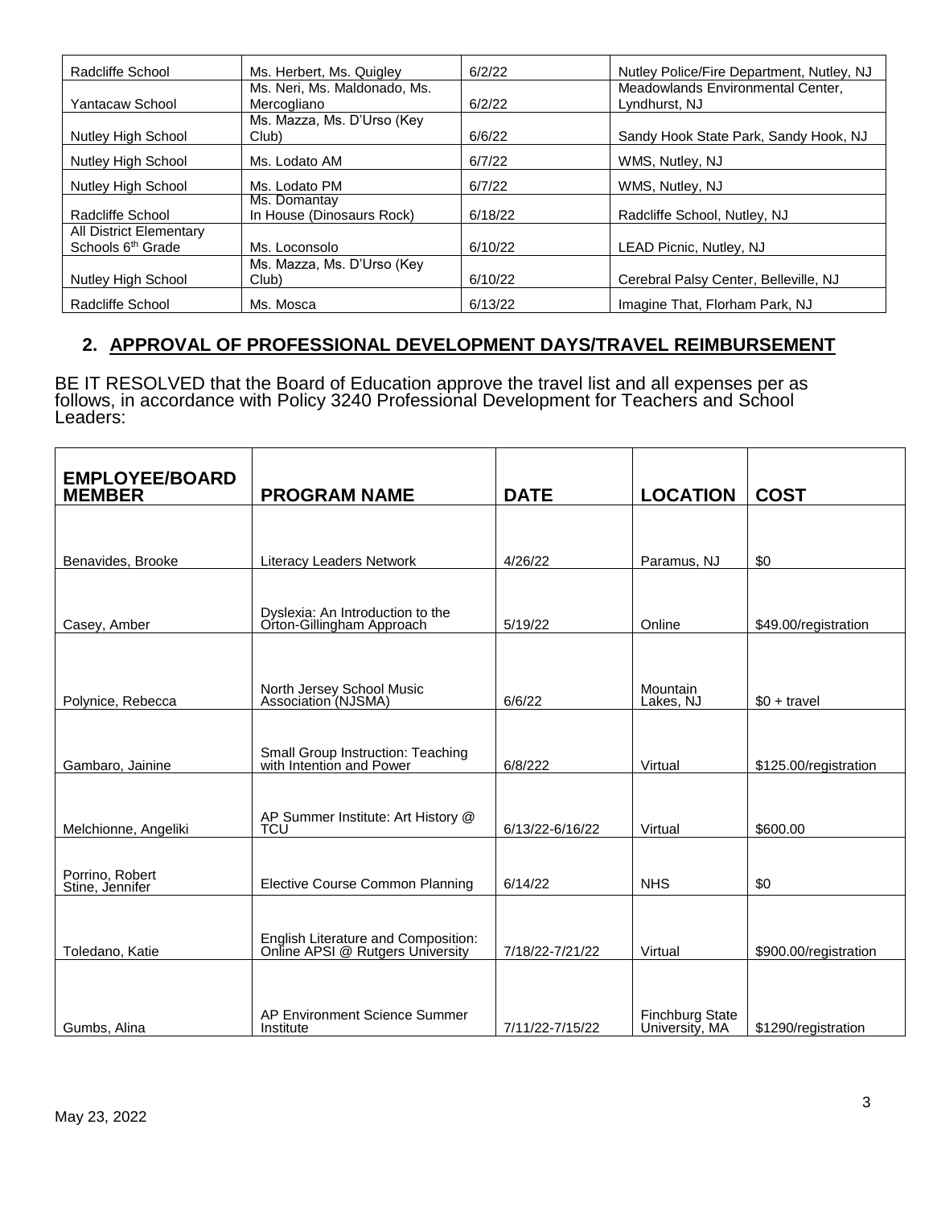| Radcliffe School | Ms. Herbert, Ms. Quigley | 6/2/22 | Nutley Police/Fire Department, Nutley, NJ |
|---|---|---|---|
| Yantacaw School | Ms. Neri, Ms. Maldonado, Ms. Mercogliano | 6/2/22 | Meadowlands Environmental Center, Lyndhurst, NJ |
| Nutley High School | Ms. Mazza, Ms. D'Urso (Key Club) | 6/6/22 | Sandy Hook State Park, Sandy Hook, NJ |
| Nutley High School | Ms. Lodato AM | 6/7/22 | WMS, Nutley, NJ |
| Nutley High School | Ms. Lodato PM | 6/7/22 | WMS, Nutley, NJ |
| Radcliffe School | Ms. Domantay In House (Dinosaurs Rock) | 6/18/22 | Radcliffe School, Nutley, NJ |
| All District Elementary Schools 6th Grade | Ms. Loconsolo | 6/10/22 | LEAD Picnic, Nutley, NJ |
| Nutley High School | Ms. Mazza, Ms. D'Urso (Key Club) | 6/10/22 | Cerebral Palsy Center, Belleville, NJ |
| Radcliffe School | Ms. Mosca | 6/13/22 | Imagine That, Florham Park, NJ |

## 2. APPROVAL OF PROFESSIONAL DEVELOPMENT DAYS/TRAVEL REIMBURSEMENT

BE IT RESOLVED that the Board of Education approve the travel list and all expenses per as follows, in accordance with Policy 3240 Professional Development for Teachers and School Leaders:

| EMPLOYEE/BOARD MEMBER | PROGRAM NAME | DATE | LOCATION | COST |
|---|---|---|---|---|
| Benavides, Brooke | Literacy Leaders Network | 4/26/22 | Paramus, NJ | $0 |
| Casey, Amber | Dyslexia: An Introduction to the Orton-Gillingham Approach | 5/19/22 | Online | $49.00/registration |
| Polynice, Rebecca | North Jersey School Music Association (NJSMA) | 6/6/22 | Mountain Lakes, NJ | $0 + travel |
| Gambaro, Jainine | Small Group Instruction: Teaching with Intention and Power | 6/8/222 | Virtual | $125.00/registration |
| Melchionne, Angeliki | AP Summer Institute: Art History @ TCU | 6/13/22-6/16/22 | Virtual | $600.00 |
| Porrino, Robert<br>Stine, Jennifer | Elective Course Common Planning | 6/14/22 | NHS | $0 |
| Toledano, Katie | English Literature and Composition: Online APSI @ Rutgers University | 7/18/22-7/21/22 | Virtual | $900.00/registration |
| Gumbs, Alina | AP Environment Science Summer Institute | 7/11/22-7/15/22 | Finchburg State University, MA | $1290/registration |

May 23, 2022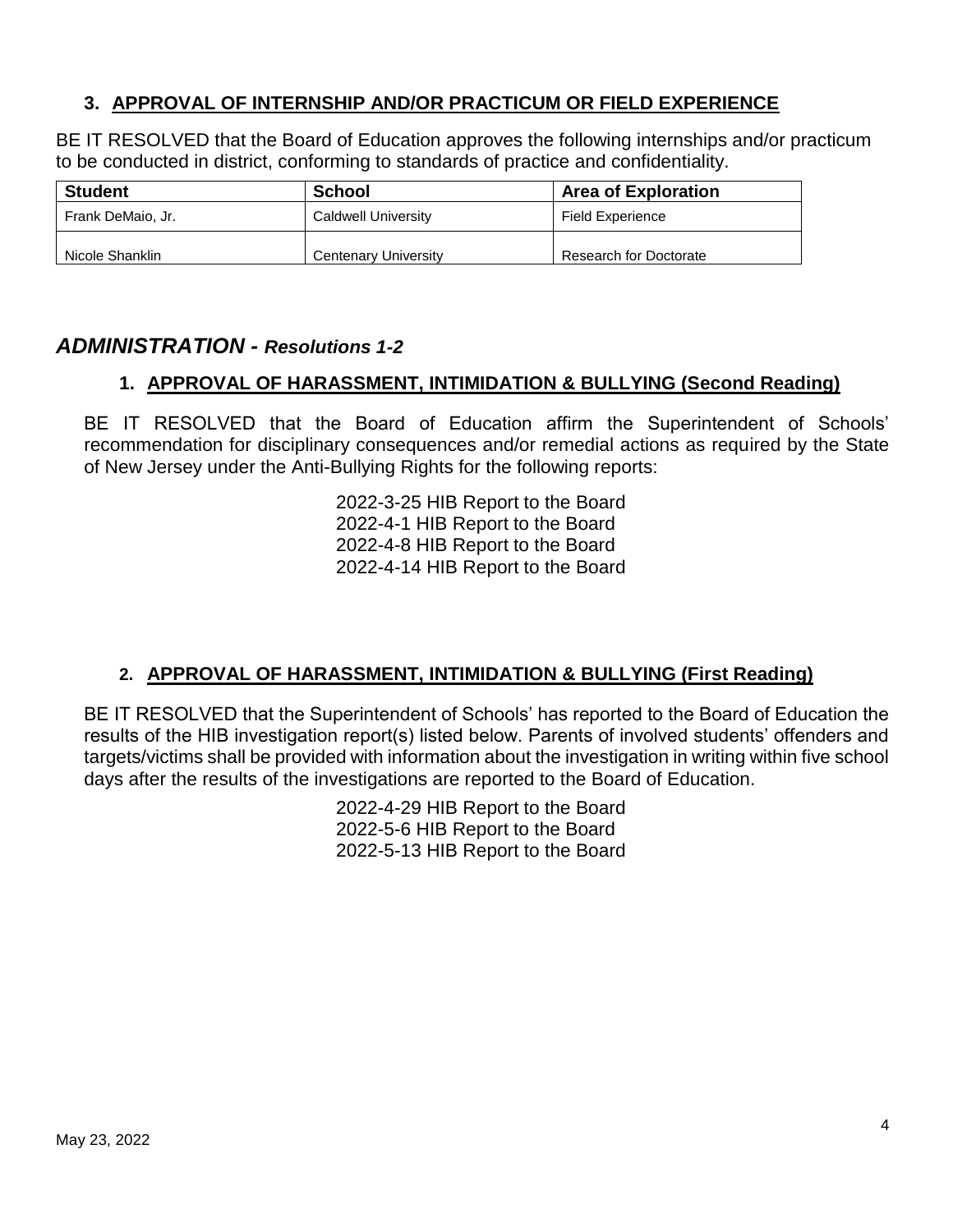### 3. APPROVAL OF INTERNSHIP AND/OR PRACTICUM OR FIELD EXPERIENCE

BE IT RESOLVED that the Board of Education approves the following internships and/or practicum to be conducted in district, conforming to standards of practice and confidentiality.

| Student | School | Area of Exploration |
|---|---|---|
| Frank DeMaio, Jr. | Caldwell University | Field Experience |
| Nicole Shanklin | Centenary University | Research for Doctorate |

## *ADMINISTRATION - Resolutions 1-2*

### 1. APPROVAL OF HARASSMENT, INTIMIDATION & BULLYING (Second Reading)

BE IT RESOLVED that the Board of Education affirm the Superintendent of Schools' recommendation for disciplinary consequences and/or remedial actions as required by the State of New Jersey under the Anti-Bullying Rights for the following reports:

2022-3-25 HIB Report to the Board
2022-4-1 HIB Report to the Board
2022-4-8 HIB Report to the Board
2022-4-14 HIB Report to the Board

### 2. APPROVAL OF HARASSMENT, INTIMIDATION & BULLYING (First Reading)

BE IT RESOLVED that the Superintendent of Schools' has reported to the Board of Education the results of the HIB investigation report(s) listed below. Parents of involved students' offenders and targets/victims shall be provided with information about the investigation in writing within five school days after the results of the investigations are reported to the Board of Education.

2022-4-29 HIB Report to the Board
2022-5-6 HIB Report to the Board
2022-5-13 HIB Report to the Board

May 23, 2022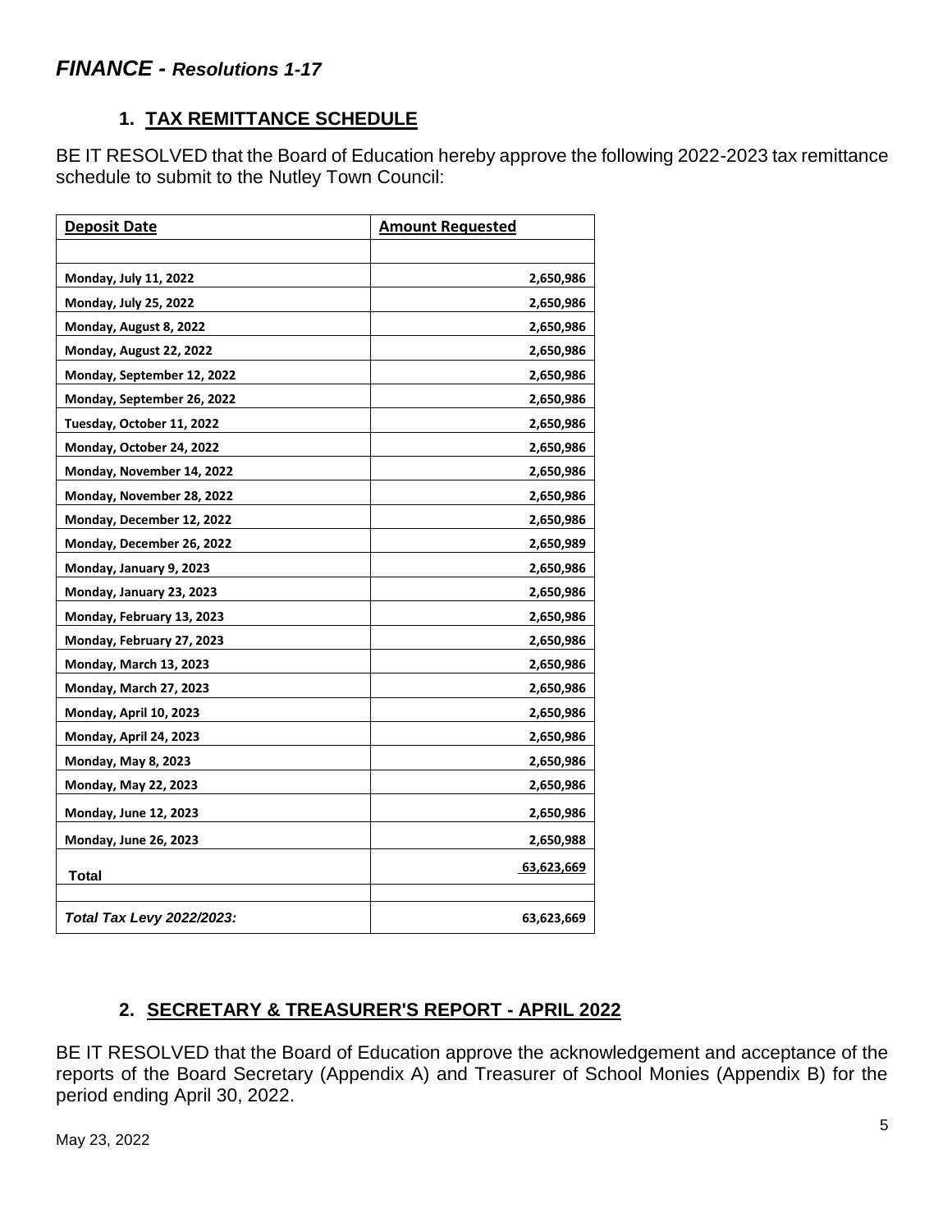## *FINANCE - Resolutions 1-17*

### 1. TAX REMITTANCE SCHEDULE

BE IT RESOLVED that the Board of Education hereby approve the following 2022-2023 tax remittance schedule to submit to the Nutley Town Council:

| Deposit Date | Amount Requested |
|---|---|
| | |
| **Monday, July 11, 2022** | **2,650,986** |
| **Monday, July 25, 2022** | **2,650,986** |
| **Monday, August 8, 2022** | **2,650,986** |
| **Monday, August 22, 2022** | **2,650,986** |
| **Monday, September 12, 2022** | **2,650,986** |
| **Monday, September 26, 2022** | **2,650,986** |
| **Tuesday, October 11, 2022** | **2,650,986** |
| **Monday, October 24, 2022** | **2,650,986** |
| **Monday, November 14, 2022** | **2,650,986** |
| **Monday, November 28, 2022** | **2,650,986** |
| **Monday, December 12, 2022** | **2,650,986** |
| **Monday, December 26, 2022** | **2,650,989** |
| **Monday, January 9, 2023** | **2,650,986** |
| **Monday, January 23, 2023** | **2,650,986** |
| **Monday, February 13, 2023** | **2,650,986** |
| **Monday, February 27, 2023** | **2,650,986** |
| **Monday, March 13, 2023** | **2,650,986** |
| **Monday, March 27, 2023** | **2,650,986** |
| **Monday, April 10, 2023** | **2,650,986** |
| **Monday, April 24, 2023** | **2,650,986** |
| **Monday, May 8, 2023** | **2,650,986** |
| **Monday, May 22, 2023** | **2,650,986** |
| **Monday, June 12, 2023** | **2,650,986** |
| **Monday, June 26, 2023** | **2,650,988** |
| **Total** | **63,623,669** |
| | |
| ***Total Tax Levy 2022/2023:*** | **63,623,669** |

### 2. SECRETARY & TREASURER'S REPORT - APRIL 2022

BE IT RESOLVED that the Board of Education approve the acknowledgement and acceptance of the reports of the Board Secretary (Appendix A) and Treasurer of School Monies (Appendix B) for the period ending April 30, 2022.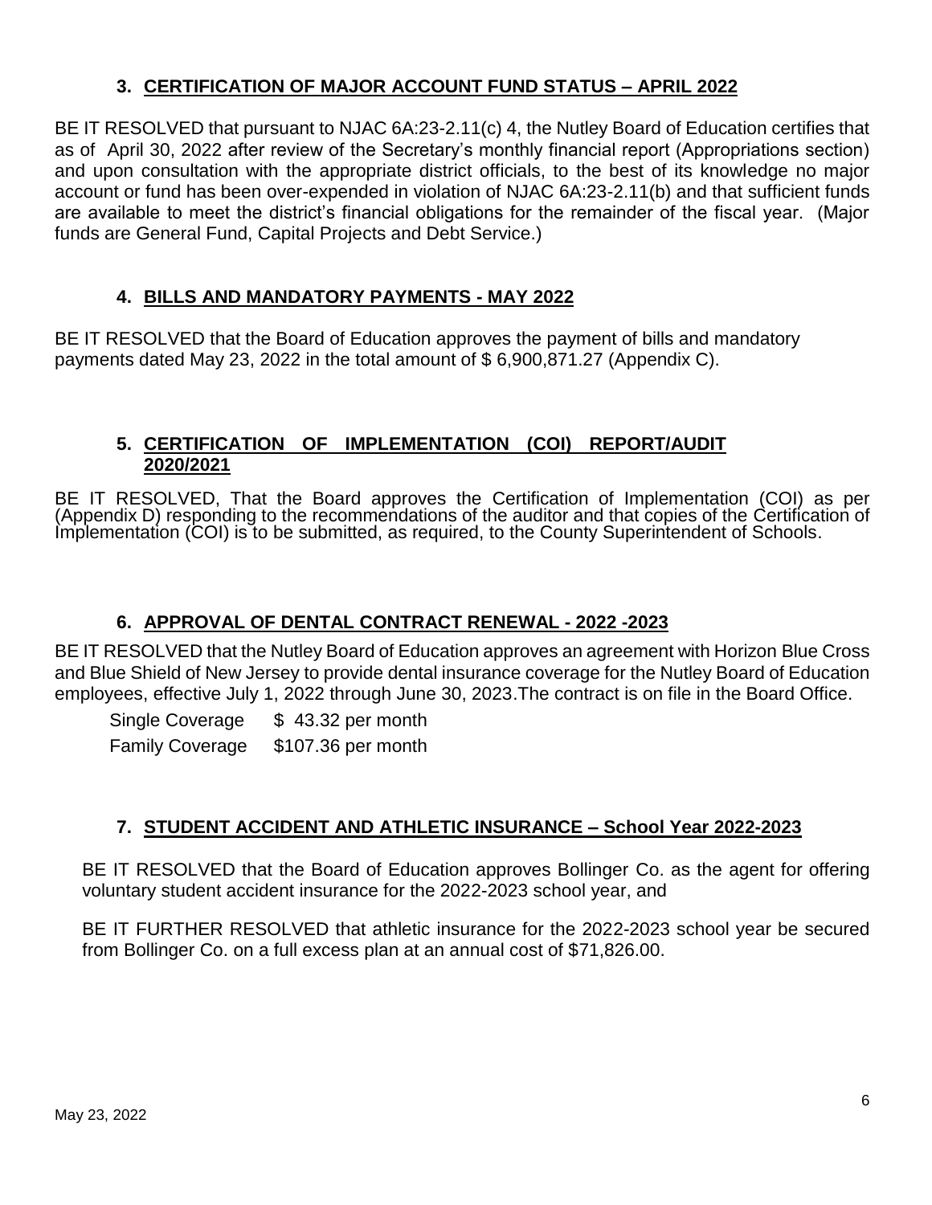## 3. CERTIFICATION OF MAJOR ACCOUNT FUND STATUS – APRIL 2022

BE IT RESOLVED that pursuant to NJAC 6A:23-2.11(c) 4, the Nutley Board of Education certifies that as of April 30, 2022 after review of the Secretary's monthly financial report (Appropriations section) and upon consultation with the appropriate district officials, to the best of its knowledge no major account or fund has been over-expended in violation of NJAC 6A:23-2.11(b) and that sufficient funds are available to meet the district's financial obligations for the remainder of the fiscal year. (Major funds are General Fund, Capital Projects and Debt Service.)

## 4. BILLS AND MANDATORY PAYMENTS - MAY 2022

BE IT RESOLVED that the Board of Education approves the payment of bills and mandatory payments dated May 23, 2022 in the total amount of $ 6,900,871.27 (Appendix C).

## 5. CERTIFICATION OF IMPLEMENTATION (COI) REPORT/AUDIT 2020/2021

BE IT RESOLVED, That the Board approves the Certification of Implementation (COI) as per (Appendix D) responding to the recommendations of the auditor and that copies of the Certification of Implementation (COI) is to be submitted, as required, to the County Superintendent of Schools.

## 6. APPROVAL OF DENTAL CONTRACT RENEWAL - 2022 -2023

BE IT RESOLVED that the Nutley Board of Education approves an agreement with Horizon Blue Cross and Blue Shield of New Jersey to provide dental insurance coverage for the Nutley Board of Education employees, effective July 1, 2022 through June 30, 2023.The contract is on file in the Board Office.

Single Coverage $ 43.32 per month

Family Coverage $107.36 per month

## 7. STUDENT ACCIDENT AND ATHLETIC INSURANCE – School Year 2022-2023

BE IT RESOLVED that the Board of Education approves Bollinger Co. as the agent for offering voluntary student accident insurance for the 2022-2023 school year, and

BE IT FURTHER RESOLVED that athletic insurance for the 2022-2023 school year be secured from Bollinger Co. on a full excess plan at an annual cost of $71,826.00.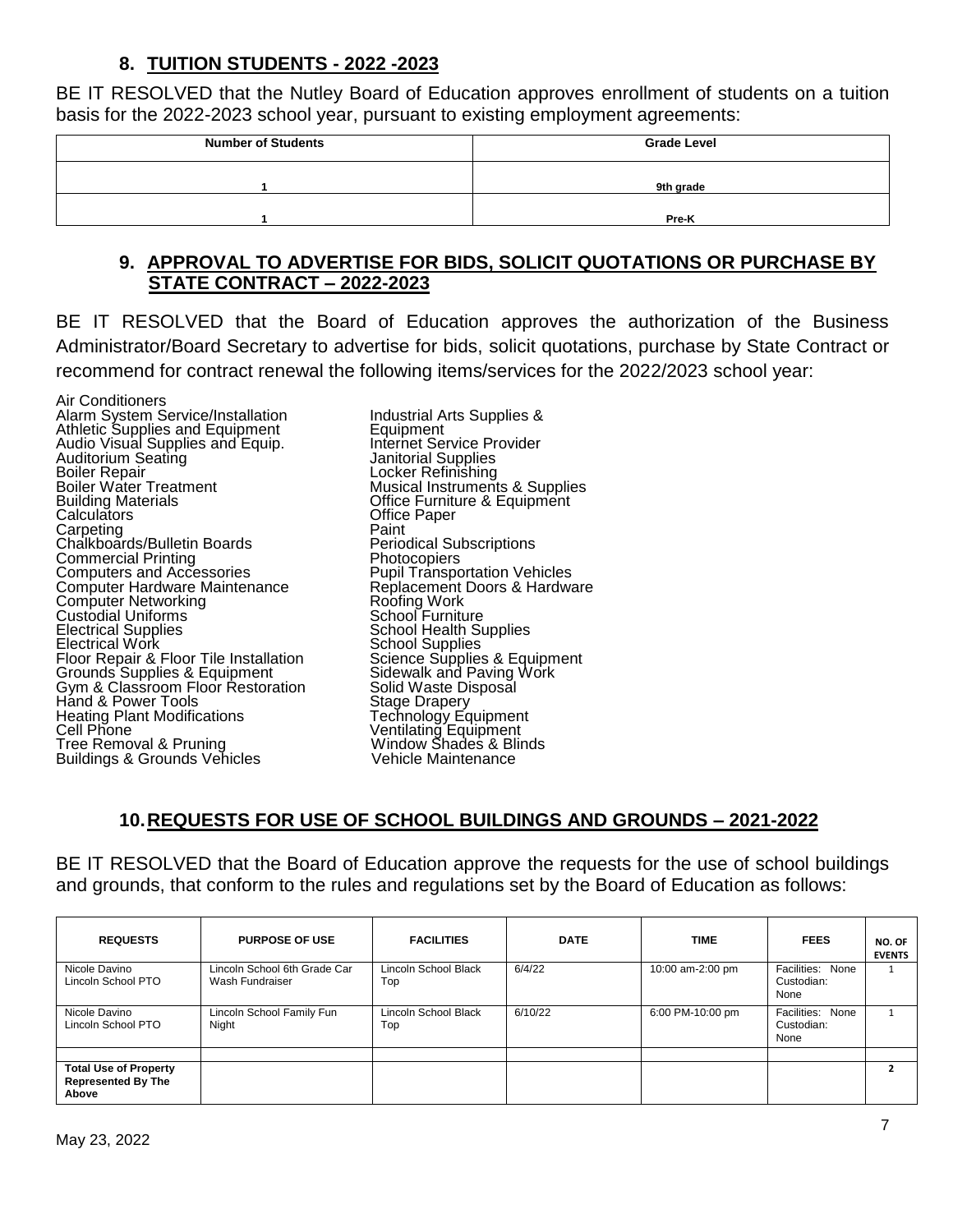## 8. TUITION STUDENTS - 2022 -2023

BE IT RESOLVED that the Nutley Board of Education approves enrollment of students on a tuition basis for the 2022-2023 school year, pursuant to existing employment agreements:

| Number of Students | Grade Level |
|---|---|
| 1 | 9th grade |
| 1 | Pre-K |

## 9. APPROVAL TO ADVERTISE FOR BIDS, SOLICIT QUOTATIONS OR PURCHASE BY STATE CONTRACT – 2022-2023

BE IT RESOLVED that the Board of Education approves the authorization of the Business Administrator/Board Secretary to advertise for bids, solicit quotations, purchase by State Contract or recommend for contract renewal the following items/services for the 2022/2023 school year:

Air Conditioners
Alarm System Service/Installation
Athletic Supplies and Equipment
Audio Visual Supplies and Equip.
Auditorium Seating
Boiler Repair
Boiler Water Treatment
Building Materials
Calculators
Carpeting
Chalkboards/Bulletin Boards
Commercial Printing
Computers and Accessories
Computer Hardware Maintenance
Computer Networking
Custodial Uniforms
Electrical Supplies
Electrical Work
Floor Repair & Floor Tile Installation
Grounds Supplies & Equipment
Gym & Classroom Floor Restoration
Hand & Power Tools
Heating Plant Modifications
Cell Phone
Tree Removal & Pruning
Buildings & Grounds Vehicles
Industrial Arts Supplies & Equipment
Internet Service Provider
Janitorial Supplies
Locker Refinishing
Musical Instruments & Supplies
Office Furniture & Equipment
Office Paper
Paint
Periodical Subscriptions
Photocopiers
Pupil Transportation Vehicles
Replacement Doors & Hardware
Roofing Work
School Furniture
School Health Supplies
School Supplies
Science Supplies & Equipment
Sidewalk and Paving Work
Solid Waste Disposal
Stage Drapery
Technology Equipment
Ventilating Equipment
Window Shades & Blinds
Vehicle Maintenance

## 10. REQUESTS FOR USE OF SCHOOL BUILDINGS AND GROUNDS – 2021-2022

BE IT RESOLVED that the Board of Education approve the requests for the use of school buildings and grounds, that conform to the rules and regulations set by the Board of Education as follows:

| REQUESTS | PURPOSE OF USE | FACILITIES | DATE | TIME | FEES | NO. OF EVENTS |
|---|---|---|---|---|---|---|
| Nicole Davino Lincoln School PTO | Lincoln School 6th Grade Car Wash Fundraiser | Lincoln School Black Top | 6/4/22 | 10:00 am-2:00 pm | Facilities: None Custodian: None | 1 |
| Nicole Davino Lincoln School PTO | Lincoln School Family Fun Night | Lincoln School Black Top | 6/10/22 | 6:00 PM-10:00 pm | Facilities: None Custodian: None | 1 |
| | | | | | | |
| **Total Use of Property Represented By The Above** | | | | | | **2** |

May 23, 2022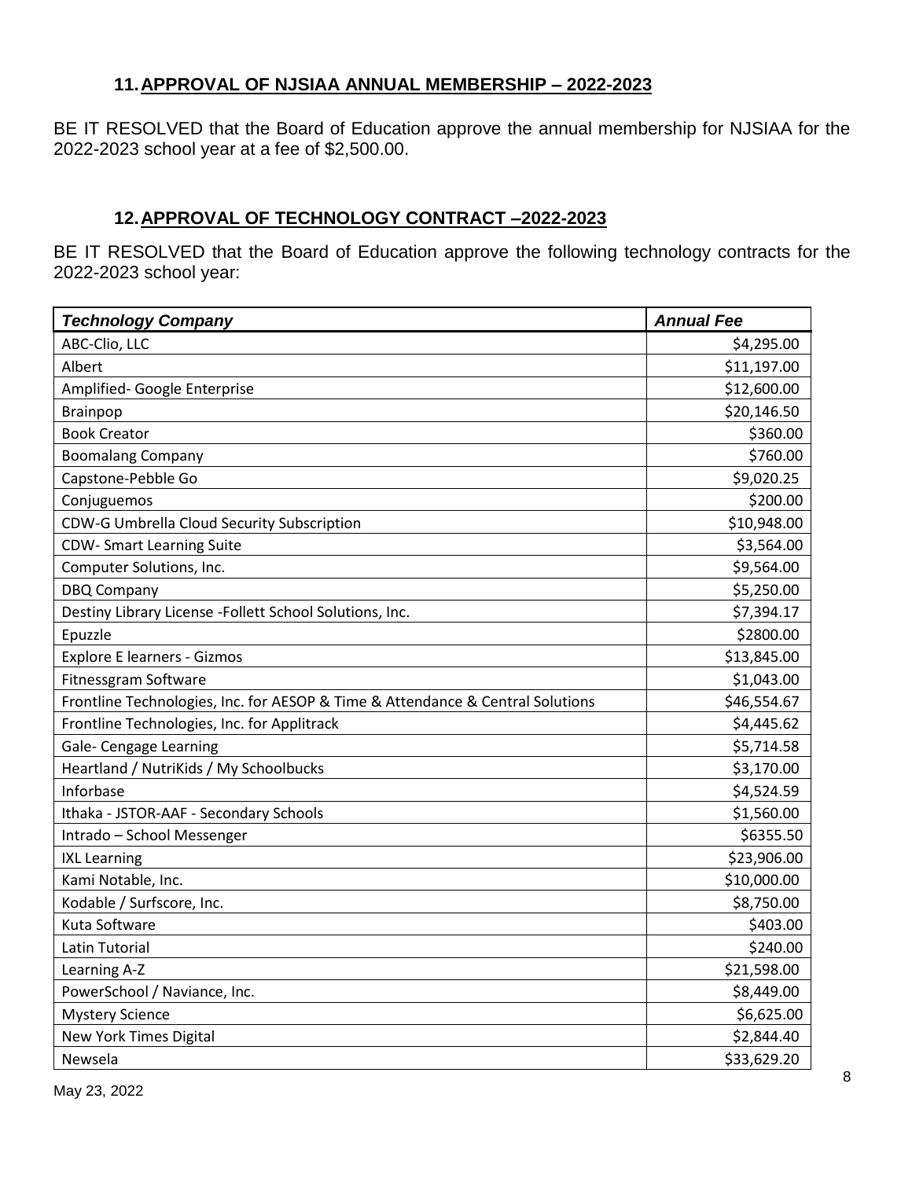## 11. APPROVAL OF NJSIAA ANNUAL MEMBERSHIP – 2022-2023

BE IT RESOLVED that the Board of Education approve the annual membership for NJSIAA for the 2022-2023 school year at a fee of $2,500.00.

## 12. APPROVAL OF TECHNOLOGY CONTRACT –2022-2023

BE IT RESOLVED that the Board of Education approve the following technology contracts for the 2022-2023 school year:

| ***Technology Company*** | ***Annual Fee*** |
|---|---:|
| ABC-Clio, LLC | $4,295.00 |
| Albert | $11,197.00 |
| Amplified- Google Enterprise | $12,600.00 |
| Brainpop | $20,146.50 |
| Book Creator | $360.00 |
| Boomalang Company | $760.00 |
| Capstone-Pebble Go | $9,020.25 |
| Conjuguemos | $200.00 |
| CDW-G Umbrella Cloud Security Subscription | $10,948.00 |
| CDW- Smart Learning Suite | $3,564.00 |
| Computer Solutions, Inc. | $9,564.00 |
| DBQ Company | $5,250.00 |
| Destiny Library License -Follett School Solutions, Inc. | $7,394.17 |
| Epuzzle | $2800.00 |
| Explore E learners - Gizmos | $13,845.00 |
| Fitnessgram Software | $1,043.00 |
| Frontline Technologies, Inc. for AESOP & Time & Attendance & Central Solutions | $46,554.67 |
| Frontline Technologies, Inc. for Applitrack | $4,445.62 |
| Gale- Cengage Learning | $5,714.58 |
| Heartland / NutriKids / My Schoolbucks | $3,170.00 |
| Inforbase | $4,524.59 |
| Ithaka - JSTOR-AAF - Secondary Schools | $1,560.00 |
| Intrado – School Messenger | $6355.50 |
| IXL Learning | $23,906.00 |
| Kami Notable, Inc. | $10,000.00 |
| Kodable / Surfscore, Inc. | $8,750.00 |
| Kuta Software | $403.00 |
| Latin Tutorial | $240.00 |
| Learning A-Z | $21,598.00 |
| PowerSchool / Naviance, Inc. | $8,449.00 |
| Mystery Science | $6,625.00 |
| New York Times Digital | $2,844.40 |
| Newsela | $33,629.20 |

May 23, 2022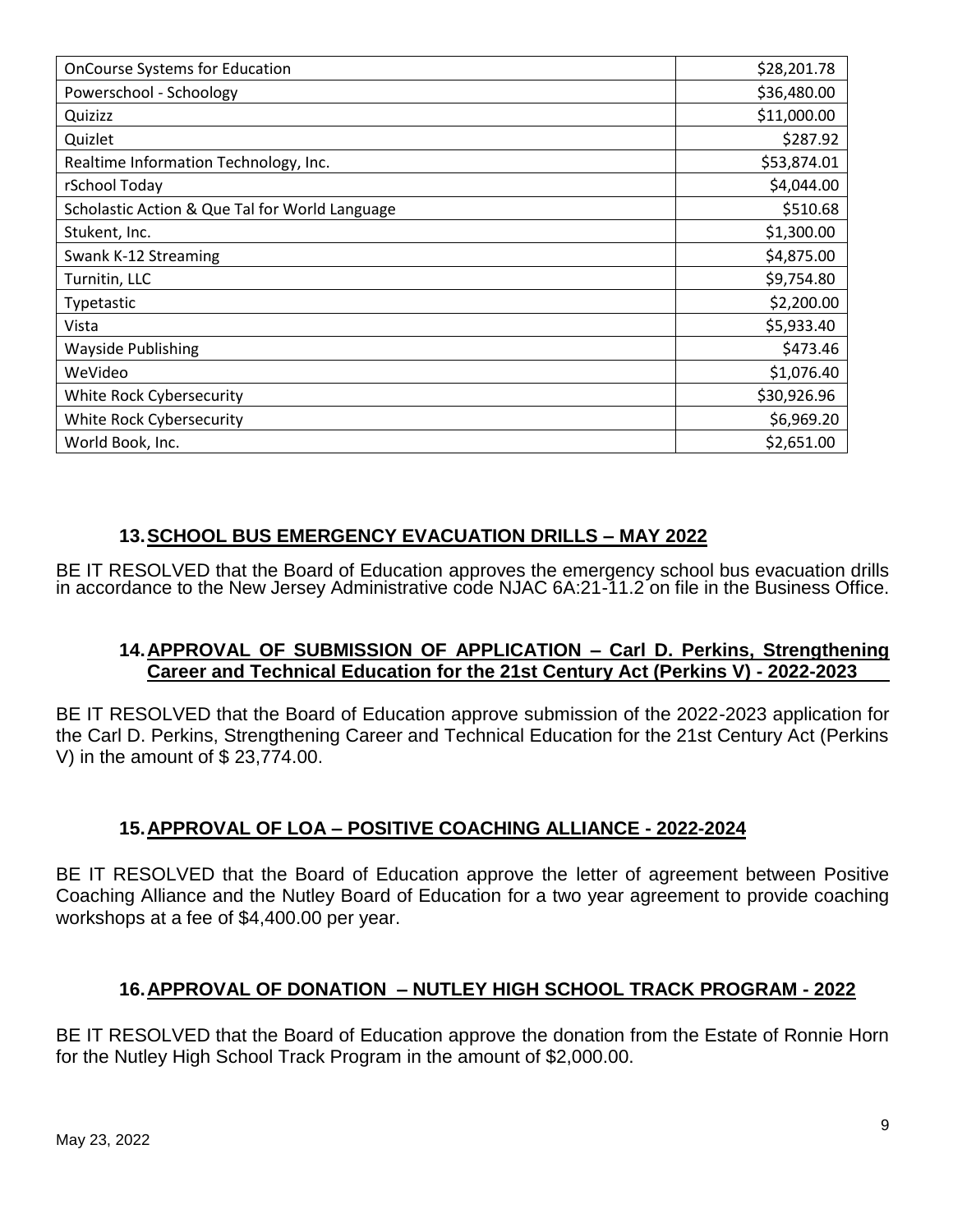| | |
|---|---|
| OnCourse Systems for Education | \$28,201.78 |
| Powerschool - Schoology | \$36,480.00 |
| Quizizz | \$11,000.00 |
| Quizlet | \$287.92 |
| Realtime Information Technology, Inc. | \$53,874.01 |
| rSchool Today | \$4,044.00 |
| Scholastic Action & Que Tal for World Language | \$510.68 |
| Stukent, Inc. | \$1,300.00 |
| Swank K-12 Streaming | \$4,875.00 |
| Turnitin, LLC | \$9,754.80 |
| Typetastic | \$2,200.00 |
| Vista | \$5,933.40 |
| Wayside Publishing | \$473.46 |
| WeVideo | \$1,076.40 |
| White Rock Cybersecurity | \$30,926.96 |
| White Rock Cybersecurity | \$6,969.20 |
| World Book, Inc. | \$2,651.00 |

## 13. SCHOOL BUS EMERGENCY EVACUATION DRILLS – MAY 2022

BE IT RESOLVED that the Board of Education approves the emergency school bus evacuation drills in accordance to the New Jersey Administrative code NJAC 6A:21-11.2 on file in the Business Office.

## 14. APPROVAL OF SUBMISSION OF APPLICATION – Carl D. Perkins, Strengthening Career and Technical Education for the 21st Century Act (Perkins V) - 2022-2023

BE IT RESOLVED that the Board of Education approve submission of the 2022-2023 application for the Carl D. Perkins, Strengthening Career and Technical Education for the 21st Century Act (Perkins V) in the amount of \$ 23,774.00.

## 15. APPROVAL OF LOA – POSITIVE COACHING ALLIANCE - 2022-2024

BE IT RESOLVED that the Board of Education approve the letter of agreement between Positive Coaching Alliance and the Nutley Board of Education for a two year agreement to provide coaching workshops at a fee of \$4,400.00 per year.

## 16. APPROVAL OF DONATION – NUTLEY HIGH SCHOOL TRACK PROGRAM - 2022

BE IT RESOLVED that the Board of Education approve the donation from the Estate of Ronnie Horn for the Nutley High School Track Program in the amount of \$2,000.00.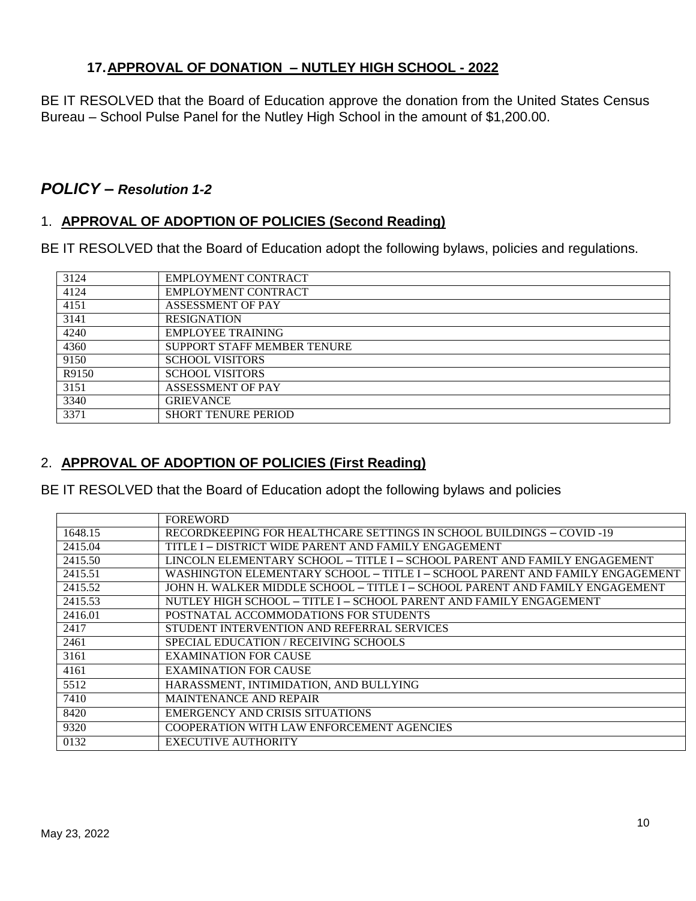## 17. APPROVAL OF DONATION – NUTLEY HIGH SCHOOL - 2022

BE IT RESOLVED that the Board of Education approve the donation from the United States Census Bureau – School Pulse Panel for the Nutley High School in the amount of $1,200.00.

## *POLICY – Resolution 1-2*

### 1. APPROVAL OF ADOPTION OF POLICIES (Second Reading)

BE IT RESOLVED that the Board of Education adopt the following bylaws, policies and regulations.

| | |
|---|---|
| 3124 | EMPLOYMENT CONTRACT |
| 4124 | EMPLOYMENT CONTRACT |
| 4151 | ASSESSMENT OF PAY |
| 3141 | RESIGNATION |
| 4240 | EMPLOYEE TRAINING |
| 4360 | SUPPORT STAFF MEMBER TENURE |
| 9150 | SCHOOL VISITORS |
| R9150 | SCHOOL VISITORS |
| 3151 | ASSESSMENT OF PAY |
| 3340 | GRIEVANCE |
| 3371 | SHORT TENURE PERIOD |

### 2. APPROVAL OF ADOPTION OF POLICIES (First Reading)

BE IT RESOLVED that the Board of Education adopt the following bylaws and policies

| | |
|---|---|
| | FOREWORD |
| 1648.15 | RECORDKEEPING FOR HEALTHCARE SETTINGS IN SCHOOL BUILDINGS – COVID -19 |
| 2415.04 | TITLE I – DISTRICT WIDE PARENT AND FAMILY ENGAGEMENT |
| 2415.50 | LINCOLN ELEMENTARY SCHOOL – TITLE I – SCHOOL PARENT AND FAMILY ENGAGEMENT |
| 2415.51 | WASHINGTON ELEMENTARY SCHOOL – TITLE I – SCHOOL PARENT AND FAMILY ENGAGEMENT |
| 2415.52 | JOHN H. WALKER MIDDLE SCHOOL – TITLE I – SCHOOL PARENT AND FAMILY ENGAGEMENT |
| 2415.53 | NUTLEY HIGH SCHOOL – TITLE I – SCHOOL PARENT AND FAMILY ENGAGEMENT |
| 2416.01 | POSTNATAL ACCOMMODATIONS FOR STUDENTS |
| 2417 | STUDENT INTERVENTION AND REFERRAL SERVICES |
| 2461 | SPECIAL EDUCATION / RECEIVING SCHOOLS |
| 3161 | EXAMINATION FOR CAUSE |
| 4161 | EXAMINATION FOR CAUSE |
| 5512 | HARASSMENT, INTIMIDATION, AND BULLYING |
| 7410 | MAINTENANCE AND REPAIR |
| 8420 | EMERGENCY AND CRISIS SITUATIONS |
| 9320 | COOPERATION WITH LAW ENFORCEMENT AGENCIES |
| 0132 | EXECUTIVE AUTHORITY |

May 23, 2022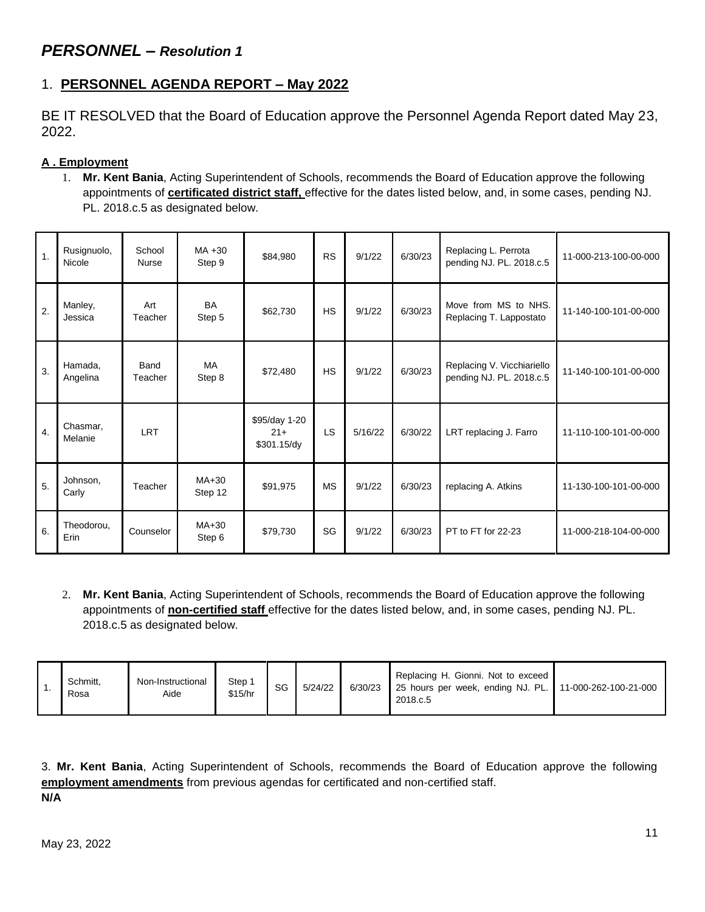## *PERSONNEL – Resolution 1*

### 1. **PERSONNEL AGENDA REPORT – May 2022**

BE IT RESOLVED that the Board of Education approve the Personnel Agenda Report dated May 23, 2022.

**A . Employment**

1. **Mr. Kent Bania**, Acting Superintendent of Schools, recommends the Board of Education approve the following appointments of **certificated district staff,** effective for the dates listed below, and, in some cases, pending NJ. PL. 2018.c.5 as designated below.

| | | | | | | | | | |
|---|---|---|---|---|---|---|---|---|---|
| 1. | Rusignuolo, Nicole | School Nurse | MA +30 Step 9 | $84,980 | RS | 9/1/22 | 6/30/23 | Replacing L. Perrota pending NJ. PL. 2018.c.5 | 11-000-213-100-00-000 |
| 2. | Manley, Jessica | Art Teacher | BA Step 5 | $62,730 | HS | 9/1/22 | 6/30/23 | Move from MS to NHS. Replacing T. Lappostato | 11-140-100-101-00-000 |
| 3. | Hamada, Angelina | Band Teacher | MA Step 8 | $72,480 | HS | 9/1/22 | 6/30/23 | Replacing V. Vicchiariello pending NJ. PL. 2018.c.5 | 11-140-100-101-00-000 |
| 4. | Chasmar, Melanie | LRT | | $95/day 1-20 21+ $301.15/dy | LS | 5/16/22 | 6/30/22 | LRT replacing J. Farro | 11-110-100-101-00-000 |
| 5. | Johnson, Carly | Teacher | MA+30 Step 12 | $91,975 | MS | 9/1/22 | 6/30/23 | replacing A. Atkins | 11-130-100-101-00-000 |
| 6. | Theodorou, Erin | Counselor | MA+30 Step 6 | $79,730 | SG | 9/1/22 | 6/30/23 | PT to FT for 22-23 | 11-000-218-104-00-000 |

2. **Mr. Kent Bania**, Acting Superintendent of Schools, recommends the Board of Education approve the following appointments of **non-certified staff** effective for the dates listed below, and, in some cases, pending NJ. PL. 2018.c.5 as designated below.

| | | | | | | | | |
|---|---|---|---|---|---|---|---|---|
| 1. | Schmitt, Rosa | Non-Instructional Aide | Step 1 $15/hr | SG | 5/24/22 | 6/30/23 | Replacing H. Gionni. Not to exceed 25 hours per week, ending NJ. PL. 2018.c.5 | 11-000-262-100-21-000 |

3. **Mr. Kent Bania**, Acting Superintendent of Schools, recommends the Board of Education approve the following **employment amendments** from previous agendas for certificated and non-certified staff.
**N/A**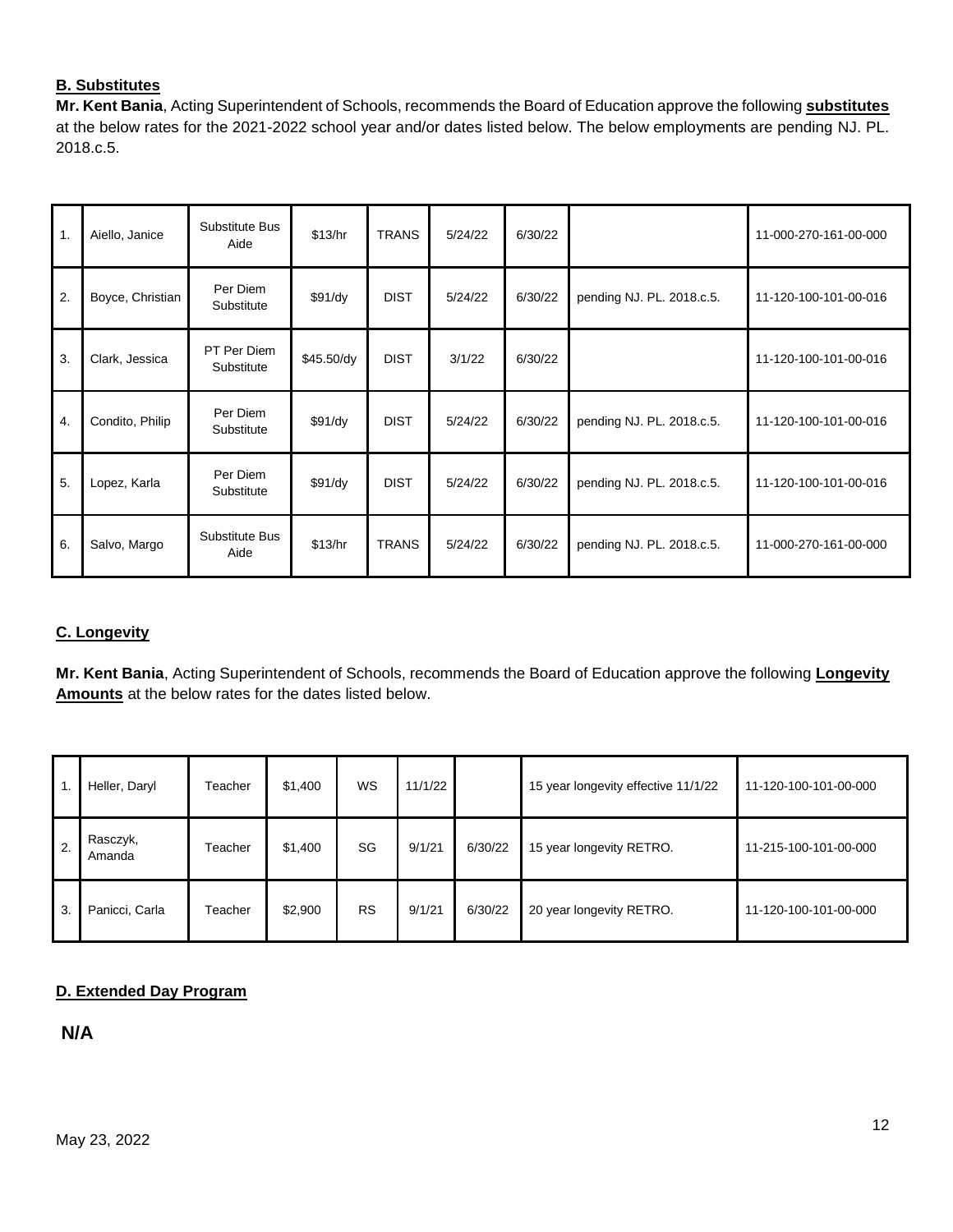**B. Substitutes**

**Mr. Kent Bania**, Acting Superintendent of Schools, recommends the Board of Education approve the following **substitutes** at the below rates for the 2021-2022 school year and/or dates listed below. The below employments are pending NJ. PL. 2018.c.5.

| | | | | | | | | |
|---|---|---|---|---|---|---|---|---|
| 1. | Aiello, Janice | Substitute Bus Aide | $13/hr | TRANS | 5/24/22 | 6/30/22 | | 11-000-270-161-00-000 |
| 2. | Boyce, Christian | Per Diem Substitute | $91/dy | DIST | 5/24/22 | 6/30/22 | pending NJ. PL. 2018.c.5. | 11-120-100-101-00-016 |
| 3. | Clark, Jessica | PT Per Diem Substitute | $45.50/dy | DIST | 3/1/22 | 6/30/22 | | 11-120-100-101-00-016 |
| 4. | Condito, Philip | Per Diem Substitute | $91/dy | DIST | 5/24/22 | 6/30/22 | pending NJ. PL. 2018.c.5. | 11-120-100-101-00-016 |
| 5. | Lopez, Karla | Per Diem Substitute | $91/dy | DIST | 5/24/22 | 6/30/22 | pending NJ. PL. 2018.c.5. | 11-120-100-101-00-016 |
| 6. | Salvo, Margo | Substitute Bus Aide | $13/hr | TRANS | 5/24/22 | 6/30/22 | pending NJ. PL. 2018.c.5. | 11-000-270-161-00-000 |

**C. Longevity**

**Mr. Kent Bania**, Acting Superintendent of Schools, recommends the Board of Education approve the following **Longevity Amounts** at the below rates for the dates listed below.

| | | | | | | | | |
|---|---|---|---|---|---|---|---|---|
| 1. | Heller, Daryl | Teacher | $1,400 | WS | 11/1/22 | | 15 year longevity effective 11/1/22 | 11-120-100-101-00-000 |
| 2. | Rasczyk, Amanda | Teacher | $1,400 | SG | 9/1/21 | 6/30/22 | 15 year longevity RETRO. | 11-215-100-101-00-000 |
| 3. | Panicci, Carla | Teacher | $2,900 | RS | 9/1/21 | 6/30/22 | 20 year longevity RETRO. | 11-120-100-101-00-000 |

**D. Extended Day Program**

**N/A**

May 23, 2022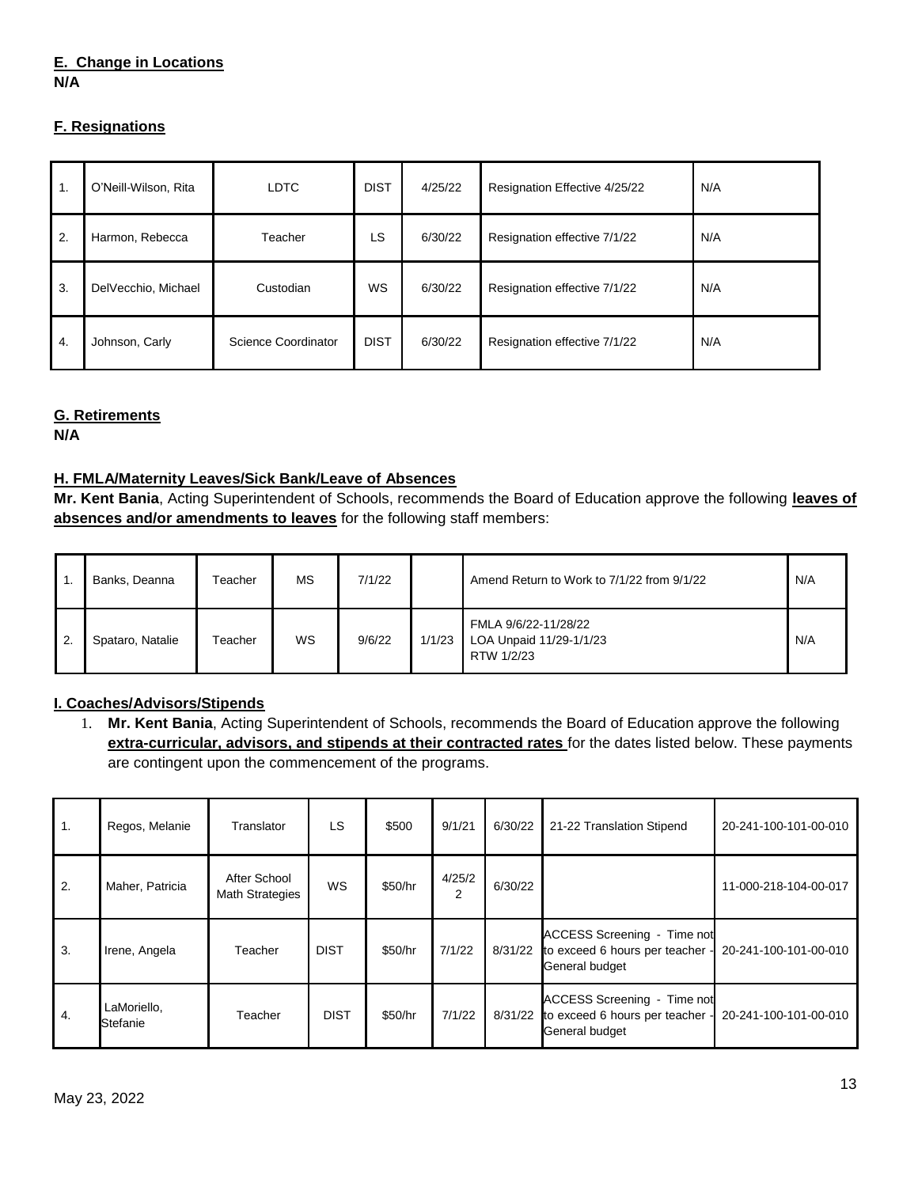**E. Change in Locations**
**N/A**

**F. Resignations**

| | | | | | | |
|---|---|---|---|---|---|---|
| 1. | O'Neill-Wilson, Rita | LDTC | DIST | 4/25/22 | Resignation Effective 4/25/22 | N/A |
| 2. | Harmon, Rebecca | Teacher | LS | 6/30/22 | Resignation effective 7/1/22 | N/A |
| 3. | DelVecchio, Michael | Custodian | WS | 6/30/22 | Resignation effective 7/1/22 | N/A |
| 4. | Johnson, Carly | Science Coordinator | DIST | 6/30/22 | Resignation effective 7/1/22 | N/A |

**G. Retirements**
**N/A**

**H. FMLA/Maternity Leaves/Sick Bank/Leave of Absences**

**Mr. Kent Bania**, Acting Superintendent of Schools, recommends the Board of Education approve the following **leaves of absences and/or amendments to leaves** for the following staff members:

| | | | | | | | |
|---|---|---|---|---|---|---|---|
| 1. | Banks, Deanna | Teacher | MS | 7/1/22 | | Amend Return to Work to 7/1/22 from 9/1/22 | N/A |
| 2. | Spataro, Natalie | Teacher | WS | 9/6/22 | 1/1/23 | FMLA 9/6/22-11/28/22<br>LOA Unpaid 11/29-1/1/23<br>RTW 1/2/23 | N/A |

**I. Coaches/Advisors/Stipends**

1. **Mr. Kent Bania**, Acting Superintendent of Schools, recommends the Board of Education approve the following **extra-curricular, advisors, and stipends at their contracted rates** for the dates listed below. These payments are contingent upon the commencement of the programs.

| | | | | | | | | |
|---|---|---|---|---|---|---|---|---|
| 1. | Regos, Melanie | Translator | LS | $500 | 9/1/21 | 6/30/22 | 21-22 Translation Stipend | 20-241-100-101-00-010 |
| 2. | Maher, Patricia | After School Math Strategies | WS | $50/hr | 4/25/22 | 6/30/22 | | 11-000-218-104-00-017 |
| 3. | Irene, Angela | Teacher | DIST | $50/hr | 7/1/22 | 8/31/22 | ACCESS Screening - Time not to exceed 6 hours per teacher - General budget | 20-241-100-101-00-010 |
| 4. | LaMoriello, Stefanie | Teacher | DIST | $50/hr | 7/1/22 | 8/31/22 | ACCESS Screening - Time not to exceed 6 hours per teacher - General budget | 20-241-100-101-00-010 |

May 23, 2022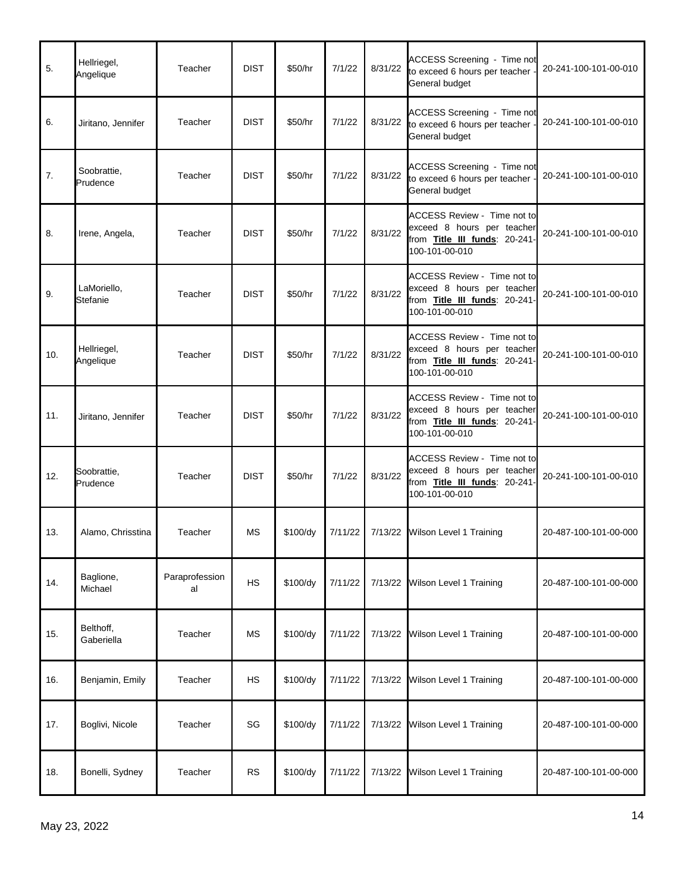| 5. | Hellriegel, Angelique | Teacher | DIST | $50/hr | 7/1/22 | 8/31/22 | ACCESS Screening - Time not to exceed 6 hours per teacher - General budget | 20-241-100-101-00-010 |
|---|---|---|---|---|---|---|---|---|
| 6. | Jiritano, Jennifer | Teacher | DIST | $50/hr | 7/1/22 | 8/31/22 | ACCESS Screening - Time not to exceed 6 hours per teacher - General budget | 20-241-100-101-00-010 |
| 7. | Soobrattie, Prudence | Teacher | DIST | $50/hr | 7/1/22 | 8/31/22 | ACCESS Screening - Time not to exceed 6 hours per teacher - General budget | 20-241-100-101-00-010 |
| 8. | Irene, Angela, | Teacher | DIST | $50/hr | 7/1/22 | 8/31/22 | ACCESS Review - Time not to exceed 8 hours per teacher from **Title III funds**: 20-241-100-101-00-010 | 20-241-100-101-00-010 |
| 9. | LaMoriello, Stefanie | Teacher | DIST | $50/hr | 7/1/22 | 8/31/22 | ACCESS Review - Time not to exceed 8 hours per teacher from **Title III funds**: 20-241-100-101-00-010 | 20-241-100-101-00-010 |
| 10. | Hellriegel, Angelique | Teacher | DIST | $50/hr | 7/1/22 | 8/31/22 | ACCESS Review - Time not to exceed 8 hours per teacher from **Title III funds**: 20-241-100-101-00-010 | 20-241-100-101-00-010 |
| 11. | Jiritano, Jennifer | Teacher | DIST | $50/hr | 7/1/22 | 8/31/22 | ACCESS Review - Time not to exceed 8 hours per teacher from **Title III funds**: 20-241-100-101-00-010 | 20-241-100-101-00-010 |
| 12. | Soobrattie, Prudence | Teacher | DIST | $50/hr | 7/1/22 | 8/31/22 | ACCESS Review - Time not to exceed 8 hours per teacher from **Title III funds**: 20-241-100-101-00-010 | 20-241-100-101-00-010 |
| 13. | Alamo, Chrisstina | Teacher | MS | $100/dy | 7/11/22 | 7/13/22 | Wilson Level 1 Training | 20-487-100-101-00-000 |
| 14. | Baglione, Michael | Paraprofessional | HS | $100/dy | 7/11/22 | 7/13/22 | Wilson Level 1 Training | 20-487-100-101-00-000 |
| 15. | Belthoff, Gaberiella | Teacher | MS | $100/dy | 7/11/22 | 7/13/22 | Wilson Level 1 Training | 20-487-100-101-00-000 |
| 16. | Benjamin, Emily | Teacher | HS | $100/dy | 7/11/22 | 7/13/22 | Wilson Level 1 Training | 20-487-100-101-00-000 |
| 17. | Boglivi, Nicole | Teacher | SG | $100/dy | 7/11/22 | 7/13/22 | Wilson Level 1 Training | 20-487-100-101-00-000 |
| 18. | Bonelli, Sydney | Teacher | RS | $100/dy | 7/11/22 | 7/13/22 | Wilson Level 1 Training | 20-487-100-101-00-000 |

May 23, 2022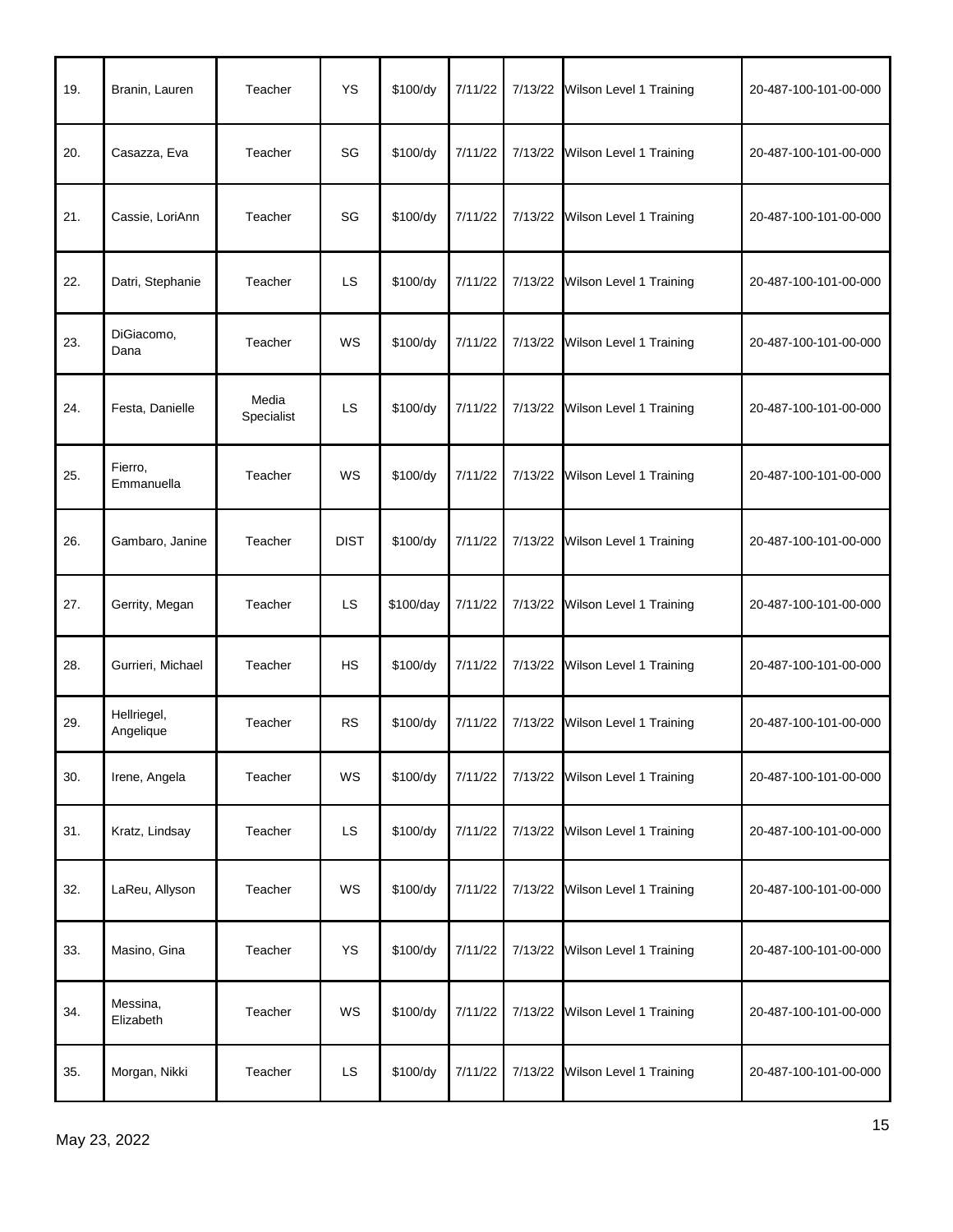| | | | | | | | | |
|---|---|---|---|---|---|---|---|---|
| 19. | Branin, Lauren | Teacher | YS | $100/dy | 7/11/22 | 7/13/22 | Wilson Level 1 Training | 20-487-100-101-00-000 |
| 20. | Casazza, Eva | Teacher | SG | $100/dy | 7/11/22 | 7/13/22 | Wilson Level 1 Training | 20-487-100-101-00-000 |
| 21. | Cassie, LoriAnn | Teacher | SG | $100/dy | 7/11/22 | 7/13/22 | Wilson Level 1 Training | 20-487-100-101-00-000 |
| 22. | Datri, Stephanie | Teacher | LS | $100/dy | 7/11/22 | 7/13/22 | Wilson Level 1 Training | 20-487-100-101-00-000 |
| 23. | DiGiacomo, Dana | Teacher | WS | $100/dy | 7/11/22 | 7/13/22 | Wilson Level 1 Training | 20-487-100-101-00-000 |
| 24. | Festa, Danielle | Media Specialist | LS | $100/dy | 7/11/22 | 7/13/22 | Wilson Level 1 Training | 20-487-100-101-00-000 |
| 25. | Fierro, Emmanuella | Teacher | WS | $100/dy | 7/11/22 | 7/13/22 | Wilson Level 1 Training | 20-487-100-101-00-000 |
| 26. | Gambaro, Janine | Teacher | DIST | $100/dy | 7/11/22 | 7/13/22 | Wilson Level 1 Training | 20-487-100-101-00-000 |
| 27. | Gerrity, Megan | Teacher | LS | $100/day | 7/11/22 | 7/13/22 | Wilson Level 1 Training | 20-487-100-101-00-000 |
| 28. | Gurrieri, Michael | Teacher | HS | $100/dy | 7/11/22 | 7/13/22 | Wilson Level 1 Training | 20-487-100-101-00-000 |
| 29. | Hellriegel, Angelique | Teacher | RS | $100/dy | 7/11/22 | 7/13/22 | Wilson Level 1 Training | 20-487-100-101-00-000 |
| 30. | Irene, Angela | Teacher | WS | $100/dy | 7/11/22 | 7/13/22 | Wilson Level 1 Training | 20-487-100-101-00-000 |
| 31. | Kratz, Lindsay | Teacher | LS | $100/dy | 7/11/22 | 7/13/22 | Wilson Level 1 Training | 20-487-100-101-00-000 |
| 32. | LaReu, Allyson | Teacher | WS | $100/dy | 7/11/22 | 7/13/22 | Wilson Level 1 Training | 20-487-100-101-00-000 |
| 33. | Masino, Gina | Teacher | YS | $100/dy | 7/11/22 | 7/13/22 | Wilson Level 1 Training | 20-487-100-101-00-000 |
| 34. | Messina, Elizabeth | Teacher | WS | $100/dy | 7/11/22 | 7/13/22 | Wilson Level 1 Training | 20-487-100-101-00-000 |
| 35. | Morgan, Nikki | Teacher | LS | $100/dy | 7/11/22 | 7/13/22 | Wilson Level 1 Training | 20-487-100-101-00-000 |

May 23, 2022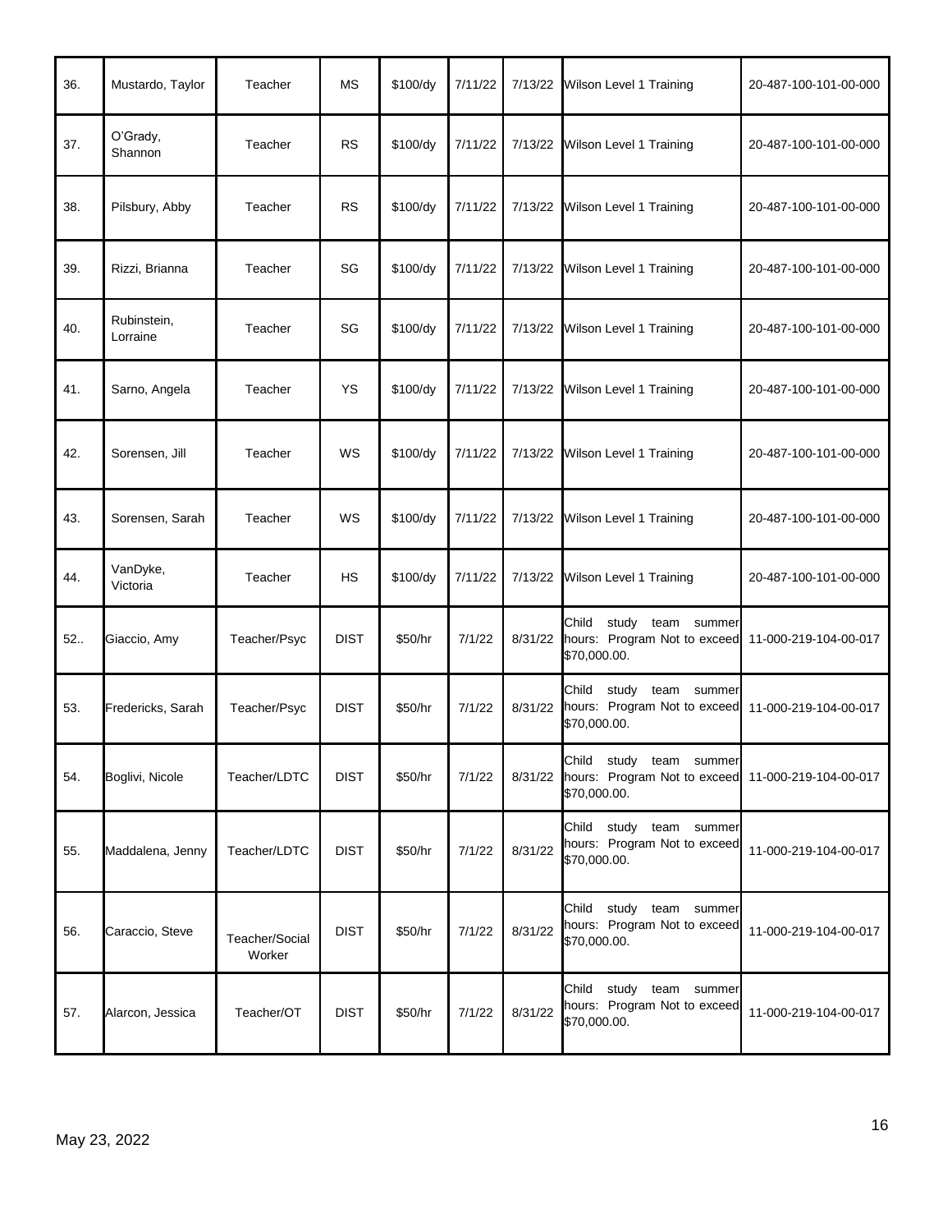| 36. | Mustardo, Taylor | Teacher | MS | $100/dy | 7/11/22 | 7/13/22 | Wilson Level 1 Training | 20-487-100-101-00-000 |
|---|---|---|---|---|---|---|---|---|
| 37. | O'Grady, Shannon | Teacher | RS | $100/dy | 7/11/22 | 7/13/22 | Wilson Level 1 Training | 20-487-100-101-00-000 |
| 38. | Pilsbury, Abby | Teacher | RS | $100/dy | 7/11/22 | 7/13/22 | Wilson Level 1 Training | 20-487-100-101-00-000 |
| 39. | Rizzi, Brianna | Teacher | SG | $100/dy | 7/11/22 | 7/13/22 | Wilson Level 1 Training | 20-487-100-101-00-000 |
| 40. | Rubinstein, Lorraine | Teacher | SG | $100/dy | 7/11/22 | 7/13/22 | Wilson Level 1 Training | 20-487-100-101-00-000 |
| 41. | Sarno, Angela | Teacher | YS | $100/dy | 7/11/22 | 7/13/22 | Wilson Level 1 Training | 20-487-100-101-00-000 |
| 42. | Sorensen, Jill | Teacher | WS | $100/dy | 7/11/22 | 7/13/22 | Wilson Level 1 Training | 20-487-100-101-00-000 |
| 43. | Sorensen, Sarah | Teacher | WS | $100/dy | 7/11/22 | 7/13/22 | Wilson Level 1 Training | 20-487-100-101-00-000 |
| 44. | VanDyke, Victoria | Teacher | HS | $100/dy | 7/11/22 | 7/13/22 | Wilson Level 1 Training | 20-487-100-101-00-000 |
| 52.. | Giaccio, Amy | Teacher/Psyc | DIST | $50/hr | 7/1/22 | 8/31/22 | Child study team summer hours: Program Not to exceed $70,000.00. | 11-000-219-104-00-017 |
| 53. | Fredericks, Sarah | Teacher/Psyc | DIST | $50/hr | 7/1/22 | 8/31/22 | Child study team summer hours: Program Not to exceed $70,000.00. | 11-000-219-104-00-017 |
| 54. | Boglivi, Nicole | Teacher/LDTC | DIST | $50/hr | 7/1/22 | 8/31/22 | Child study team summer hours: Program Not to exceed $70,000.00. | 11-000-219-104-00-017 |
| 55. | Maddalena, Jenny | Teacher/LDTC | DIST | $50/hr | 7/1/22 | 8/31/22 | Child study team summer hours: Program Not to exceed $70,000.00. | 11-000-219-104-00-017 |
| 56. | Caraccio, Steve | Teacher/Social Worker | DIST | $50/hr | 7/1/22 | 8/31/22 | Child study team summer hours: Program Not to exceed $70,000.00. | 11-000-219-104-00-017 |
| 57. | Alarcon, Jessica | Teacher/OT | DIST | $50/hr | 7/1/22 | 8/31/22 | Child study team summer hours: Program Not to exceed $70,000.00. | 11-000-219-104-00-017 |

May 23, 2022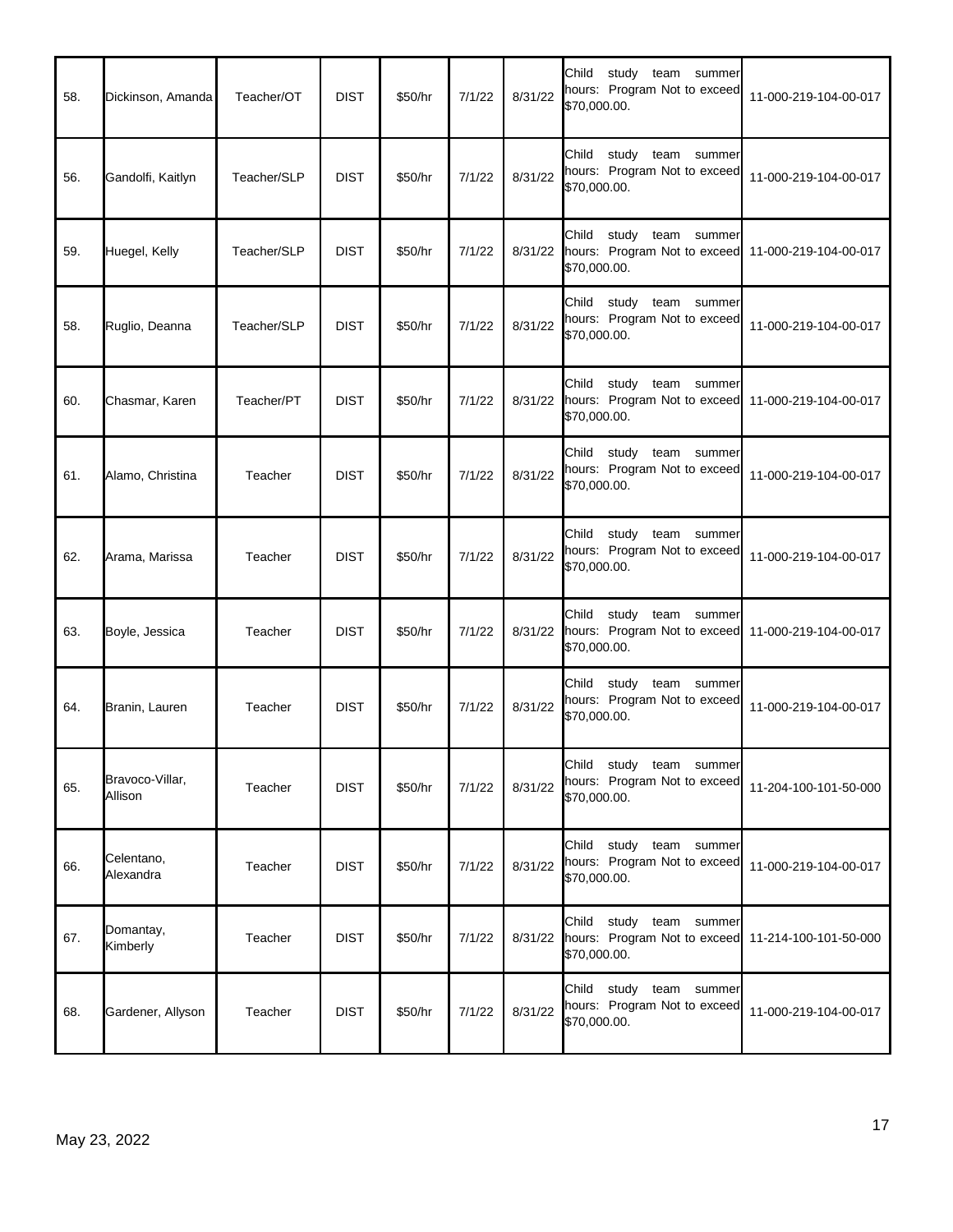| | | | | | | | | |
|---|---|---|---|---|---|---|---|---|
| 58. | Dickinson, Amanda | Teacher/OT | DIST | $50/hr | 7/1/22 | 8/31/22 | Child study team summer hours: Program Not to exceed $70,000.00. | 11-000-219-104-00-017 |
| 56. | Gandolfi, Kaitlyn | Teacher/SLP | DIST | $50/hr | 7/1/22 | 8/31/22 | Child study team summer hours: Program Not to exceed $70,000.00. | 11-000-219-104-00-017 |
| 59. | Huegel, Kelly | Teacher/SLP | DIST | $50/hr | 7/1/22 | 8/31/22 | Child study team summer hours: Program Not to exceed $70,000.00. | 11-000-219-104-00-017 |
| 58. | Ruglio, Deanna | Teacher/SLP | DIST | $50/hr | 7/1/22 | 8/31/22 | Child study team summer hours: Program Not to exceed $70,000.00. | 11-000-219-104-00-017 |
| 60. | Chasmar, Karen | Teacher/PT | DIST | $50/hr | 7/1/22 | 8/31/22 | Child study team summer hours: Program Not to exceed $70,000.00. | 11-000-219-104-00-017 |
| 61. | Alamo, Christina | Teacher | DIST | $50/hr | 7/1/22 | 8/31/22 | Child study team summer hours: Program Not to exceed $70,000.00. | 11-000-219-104-00-017 |
| 62. | Arama, Marissa | Teacher | DIST | $50/hr | 7/1/22 | 8/31/22 | Child study team summer hours: Program Not to exceed $70,000.00. | 11-000-219-104-00-017 |
| 63. | Boyle, Jessica | Teacher | DIST | $50/hr | 7/1/22 | 8/31/22 | Child study team summer hours: Program Not to exceed $70,000.00. | 11-000-219-104-00-017 |
| 64. | Branin, Lauren | Teacher | DIST | $50/hr | 7/1/22 | 8/31/22 | Child study team summer hours: Program Not to exceed $70,000.00. | 11-000-219-104-00-017 |
| 65. | Bravoco-Villar, Allison | Teacher | DIST | $50/hr | 7/1/22 | 8/31/22 | Child study team summer hours: Program Not to exceed $70,000.00. | 11-204-100-101-50-000 |
| 66. | Celentano, Alexandra | Teacher | DIST | $50/hr | 7/1/22 | 8/31/22 | Child study team summer hours: Program Not to exceed $70,000.00. | 11-000-219-104-00-017 |
| 67. | Domantay, Kimberly | Teacher | DIST | $50/hr | 7/1/22 | 8/31/22 | Child study team summer hours: Program Not to exceed $70,000.00. | 11-214-100-101-50-000 |
| 68. | Gardener, Allyson | Teacher | DIST | $50/hr | 7/1/22 | 8/31/22 | Child study team summer hours: Program Not to exceed $70,000.00. | 11-000-219-104-00-017 |

May 23, 2022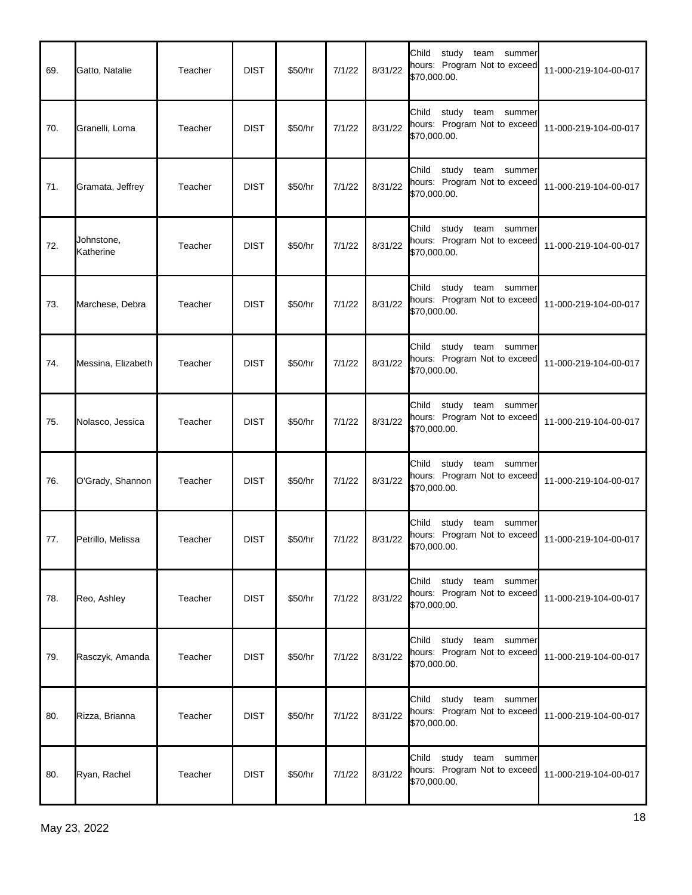| 69. | Gatto, Natalie | Teacher | DIST | $50/hr | 7/1/22 | 8/31/22 | Child study team summer hours: Program Not to exceed $70,000.00. | 11-000-219-104-00-017 |
|---|---|---|---|---|---|---|---|---|
| 70. | Granelli, Loma | Teacher | DIST | $50/hr | 7/1/22 | 8/31/22 | Child study team summer hours: Program Not to exceed $70,000.00. | 11-000-219-104-00-017 |
| 71. | Gramata, Jeffrey | Teacher | DIST | $50/hr | 7/1/22 | 8/31/22 | Child study team summer hours: Program Not to exceed $70,000.00. | 11-000-219-104-00-017 |
| 72. | Johnstone, Katherine | Teacher | DIST | $50/hr | 7/1/22 | 8/31/22 | Child study team summer hours: Program Not to exceed $70,000.00. | 11-000-219-104-00-017 |
| 73. | Marchese, Debra | Teacher | DIST | $50/hr | 7/1/22 | 8/31/22 | Child study team summer hours: Program Not to exceed $70,000.00. | 11-000-219-104-00-017 |
| 74. | Messina, Elizabeth | Teacher | DIST | $50/hr | 7/1/22 | 8/31/22 | Child study team summer hours: Program Not to exceed $70,000.00. | 11-000-219-104-00-017 |
| 75. | Nolasco, Jessica | Teacher | DIST | $50/hr | 7/1/22 | 8/31/22 | Child study team summer hours: Program Not to exceed $70,000.00. | 11-000-219-104-00-017 |
| 76. | O'Grady, Shannon | Teacher | DIST | $50/hr | 7/1/22 | 8/31/22 | Child study team summer hours: Program Not to exceed $70,000.00. | 11-000-219-104-00-017 |
| 77. | Petrillo, Melissa | Teacher | DIST | $50/hr | 7/1/22 | 8/31/22 | Child study team summer hours: Program Not to exceed $70,000.00. | 11-000-219-104-00-017 |
| 78. | Reo, Ashley | Teacher | DIST | $50/hr | 7/1/22 | 8/31/22 | Child study team summer hours: Program Not to exceed $70,000.00. | 11-000-219-104-00-017 |
| 79. | Rasczyk, Amanda | Teacher | DIST | $50/hr | 7/1/22 | 8/31/22 | Child study team summer hours: Program Not to exceed $70,000.00. | 11-000-219-104-00-017 |
| 80. | Rizza, Brianna | Teacher | DIST | $50/hr | 7/1/22 | 8/31/22 | Child study team summer hours: Program Not to exceed $70,000.00. | 11-000-219-104-00-017 |
| 80. | Ryan, Rachel | Teacher | DIST | $50/hr | 7/1/22 | 8/31/22 | Child study team summer hours: Program Not to exceed $70,000.00. | 11-000-219-104-00-017 |

May 23, 2022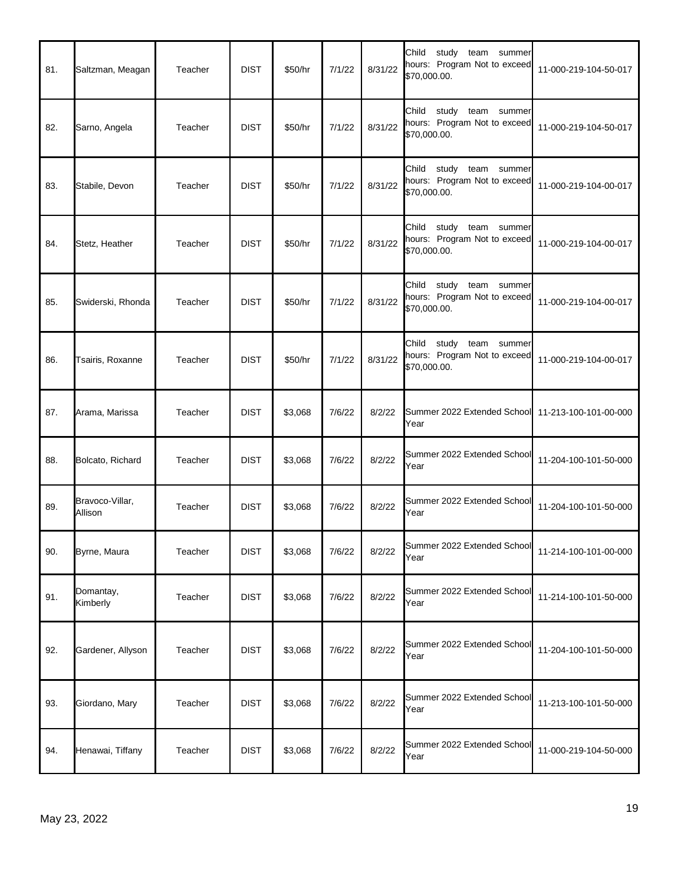| | | | | | | | | |
|---|---|---|---|---|---|---|---|---|
| 81. | Saltzman, Meagan | Teacher | DIST | $50/hr | 7/1/22 | 8/31/22 | Child study team summer hours: Program Not to exceed $70,000.00. | 11-000-219-104-50-017 |
| 82. | Sarno, Angela | Teacher | DIST | $50/hr | 7/1/22 | 8/31/22 | Child study team summer hours: Program Not to exceed $70,000.00. | 11-000-219-104-50-017 |
| 83. | Stabile, Devon | Teacher | DIST | $50/hr | 7/1/22 | 8/31/22 | Child study team summer hours: Program Not to exceed $70,000.00. | 11-000-219-104-00-017 |
| 84. | Stetz, Heather | Teacher | DIST | $50/hr | 7/1/22 | 8/31/22 | Child study team summer hours: Program Not to exceed $70,000.00. | 11-000-219-104-00-017 |
| 85. | Swiderski, Rhonda | Teacher | DIST | $50/hr | 7/1/22 | 8/31/22 | Child study team summer hours: Program Not to exceed $70,000.00. | 11-000-219-104-00-017 |
| 86. | Tsairis, Roxanne | Teacher | DIST | $50/hr | 7/1/22 | 8/31/22 | Child study team summer hours: Program Not to exceed $70,000.00. | 11-000-219-104-00-017 |
| 87. | Arama, Marissa | Teacher | DIST | $3,068 | 7/6/22 | 8/2/22 | Summer 2022 Extended School Year | 11-213-100-101-00-000 |
| 88. | Bolcato, Richard | Teacher | DIST | $3,068 | 7/6/22 | 8/2/22 | Summer 2022 Extended School Year | 11-204-100-101-50-000 |
| 89. | Bravoco-Villar, Allison | Teacher | DIST | $3,068 | 7/6/22 | 8/2/22 | Summer 2022 Extended School Year | 11-204-100-101-50-000 |
| 90. | Byrne, Maura | Teacher | DIST | $3,068 | 7/6/22 | 8/2/22 | Summer 2022 Extended School Year | 11-214-100-101-00-000 |
| 91. | Domantay, Kimberly | Teacher | DIST | $3,068 | 7/6/22 | 8/2/22 | Summer 2022 Extended School Year | 11-214-100-101-50-000 |
| 92. | Gardener, Allyson | Teacher | DIST | $3,068 | 7/6/22 | 8/2/22 | Summer 2022 Extended School Year | 11-204-100-101-50-000 |
| 93. | Giordano, Mary | Teacher | DIST | $3,068 | 7/6/22 | 8/2/22 | Summer 2022 Extended School Year | 11-213-100-101-50-000 |
| 94. | Henawai, Tiffany | Teacher | DIST | $3,068 | 7/6/22 | 8/2/22 | Summer 2022 Extended School Year | 11-000-219-104-50-000 |

May 23, 2022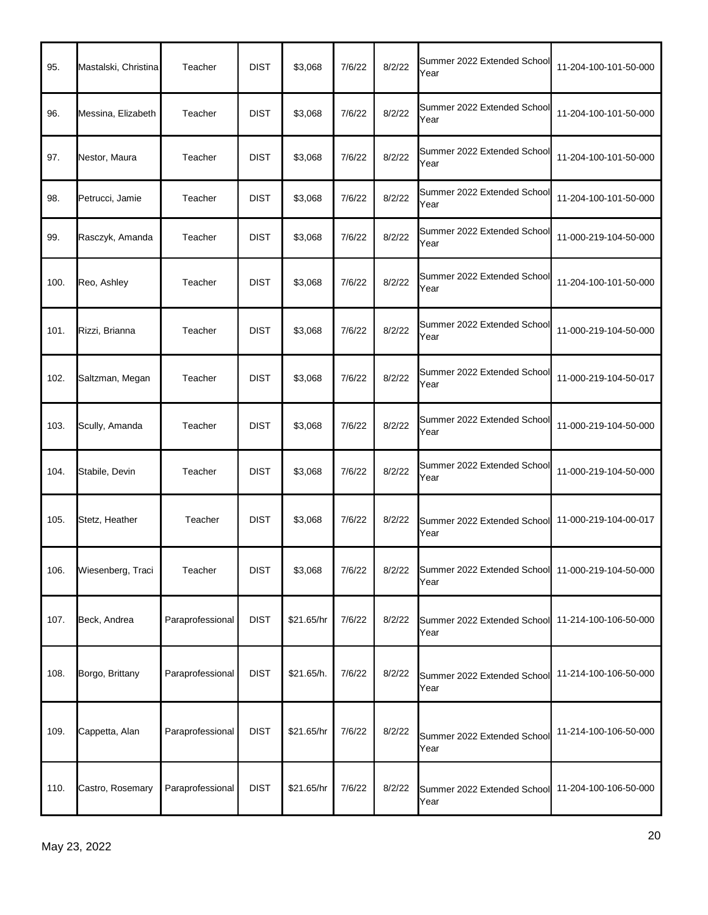| 95. | Mastalski, Christina | Teacher | DIST | $3,068 | 7/6/22 | 8/2/22 | Summer 2022 Extended School Year | 11-204-100-101-50-000 |
|---|---|---|---|---|---|---|---|---|
| 96. | Messina, Elizabeth | Teacher | DIST | $3,068 | 7/6/22 | 8/2/22 | Summer 2022 Extended School Year | 11-204-100-101-50-000 |
| 97. | Nestor, Maura | Teacher | DIST | $3,068 | 7/6/22 | 8/2/22 | Summer 2022 Extended School Year | 11-204-100-101-50-000 |
| 98. | Petrucci, Jamie | Teacher | DIST | $3,068 | 7/6/22 | 8/2/22 | Summer 2022 Extended School Year | 11-204-100-101-50-000 |
| 99. | Rasczyk, Amanda | Teacher | DIST | $3,068 | 7/6/22 | 8/2/22 | Summer 2022 Extended School Year | 11-000-219-104-50-000 |
| 100. | Reo, Ashley | Teacher | DIST | $3,068 | 7/6/22 | 8/2/22 | Summer 2022 Extended School Year | 11-204-100-101-50-000 |
| 101. | Rizzi, Brianna | Teacher | DIST | $3,068 | 7/6/22 | 8/2/22 | Summer 2022 Extended School Year | 11-000-219-104-50-000 |
| 102. | Saltzman, Megan | Teacher | DIST | $3,068 | 7/6/22 | 8/2/22 | Summer 2022 Extended School Year | 11-000-219-104-50-017 |
| 103. | Scully, Amanda | Teacher | DIST | $3,068 | 7/6/22 | 8/2/22 | Summer 2022 Extended School Year | 11-000-219-104-50-000 |
| 104. | Stabile, Devin | Teacher | DIST | $3,068 | 7/6/22 | 8/2/22 | Summer 2022 Extended School Year | 11-000-219-104-50-000 |
| 105. | Stetz, Heather | Teacher | DIST | $3,068 | 7/6/22 | 8/2/22 | Summer 2022 Extended School Year | 11-000-219-104-00-017 |
| 106. | Wiesenberg, Traci | Teacher | DIST | $3,068 | 7/6/22 | 8/2/22 | Summer 2022 Extended School Year | 11-000-219-104-50-000 |
| 107. | Beck, Andrea | Paraprofessional | DIST | $21.65/hr | 7/6/22 | 8/2/22 | Summer 2022 Extended School Year | 11-214-100-106-50-000 |
| 108. | Borgo, Brittany | Paraprofessional | DIST | $21.65/h. | 7/6/22 | 8/2/22 | Summer 2022 Extended School Year | 11-214-100-106-50-000 |
| 109. | Cappetta, Alan | Paraprofessional | DIST | $21.65/hr | 7/6/22 | 8/2/22 | Summer 2022 Extended School Year | 11-214-100-106-50-000 |
| 110. | Castro, Rosemary | Paraprofessional | DIST | $21.65/hr | 7/6/22 | 8/2/22 | Summer 2022 Extended School Year | 11-204-100-106-50-000 |

May 23, 2022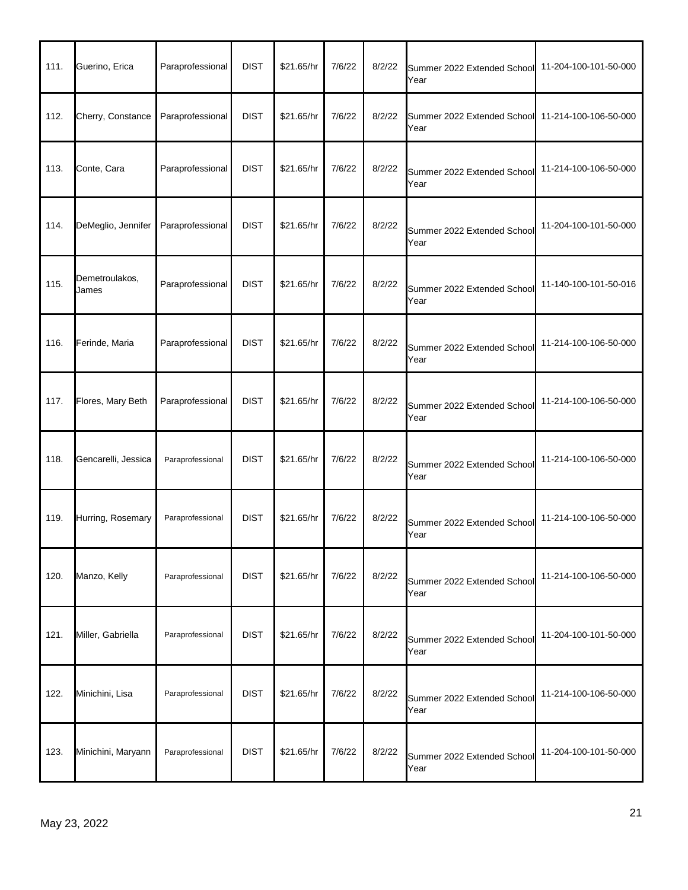| | | | | | | | | |
|---|---|---|---|---|---|---|---|---|
| 111. | Guerino, Erica | Paraprofessional | DIST | $21.65/hr | 7/6/22 | 8/2/22 | Summer 2022 Extended School Year | 11-204-100-101-50-000 |
| 112. | Cherry, Constance | Paraprofessional | DIST | $21.65/hr | 7/6/22 | 8/2/22 | Summer 2022 Extended School Year | 11-214-100-106-50-000 |
| 113. | Conte, Cara | Paraprofessional | DIST | $21.65/hr | 7/6/22 | 8/2/22 | Summer 2022 Extended School Year | 11-214-100-106-50-000 |
| 114. | DeMeglio, Jennifer | Paraprofessional | DIST | $21.65/hr | 7/6/22 | 8/2/22 | Summer 2022 Extended School Year | 11-204-100-101-50-000 |
| 115. | Demetroulakos, James | Paraprofessional | DIST | $21.65/hr | 7/6/22 | 8/2/22 | Summer 2022 Extended School Year | 11-140-100-101-50-016 |
| 116. | Ferinde, Maria | Paraprofessional | DIST | $21.65/hr | 7/6/22 | 8/2/22 | Summer 2022 Extended School Year | 11-214-100-106-50-000 |
| 117. | Flores, Mary Beth | Paraprofessional | DIST | $21.65/hr | 7/6/22 | 8/2/22 | Summer 2022 Extended School Year | 11-214-100-106-50-000 |
| 118. | Gencarelli, Jessica | Paraprofessional | DIST | $21.65/hr | 7/6/22 | 8/2/22 | Summer 2022 Extended School Year | 11-214-100-106-50-000 |
| 119. | Hurring, Rosemary | Paraprofessional | DIST | $21.65/hr | 7/6/22 | 8/2/22 | Summer 2022 Extended School Year | 11-214-100-106-50-000 |
| 120. | Manzo, Kelly | Paraprofessional | DIST | $21.65/hr | 7/6/22 | 8/2/22 | Summer 2022 Extended School Year | 11-214-100-106-50-000 |
| 121. | Miller, Gabriella | Paraprofessional | DIST | $21.65/hr | 7/6/22 | 8/2/22 | Summer 2022 Extended School Year | 11-204-100-101-50-000 |
| 122. | Minichini, Lisa | Paraprofessional | DIST | $21.65/hr | 7/6/22 | 8/2/22 | Summer 2022 Extended School Year | 11-214-100-106-50-000 |
| 123. | Minichini, Maryann | Paraprofessional | DIST | $21.65/hr | 7/6/22 | 8/2/22 | Summer 2022 Extended School Year | 11-204-100-101-50-000 |

May 23, 2022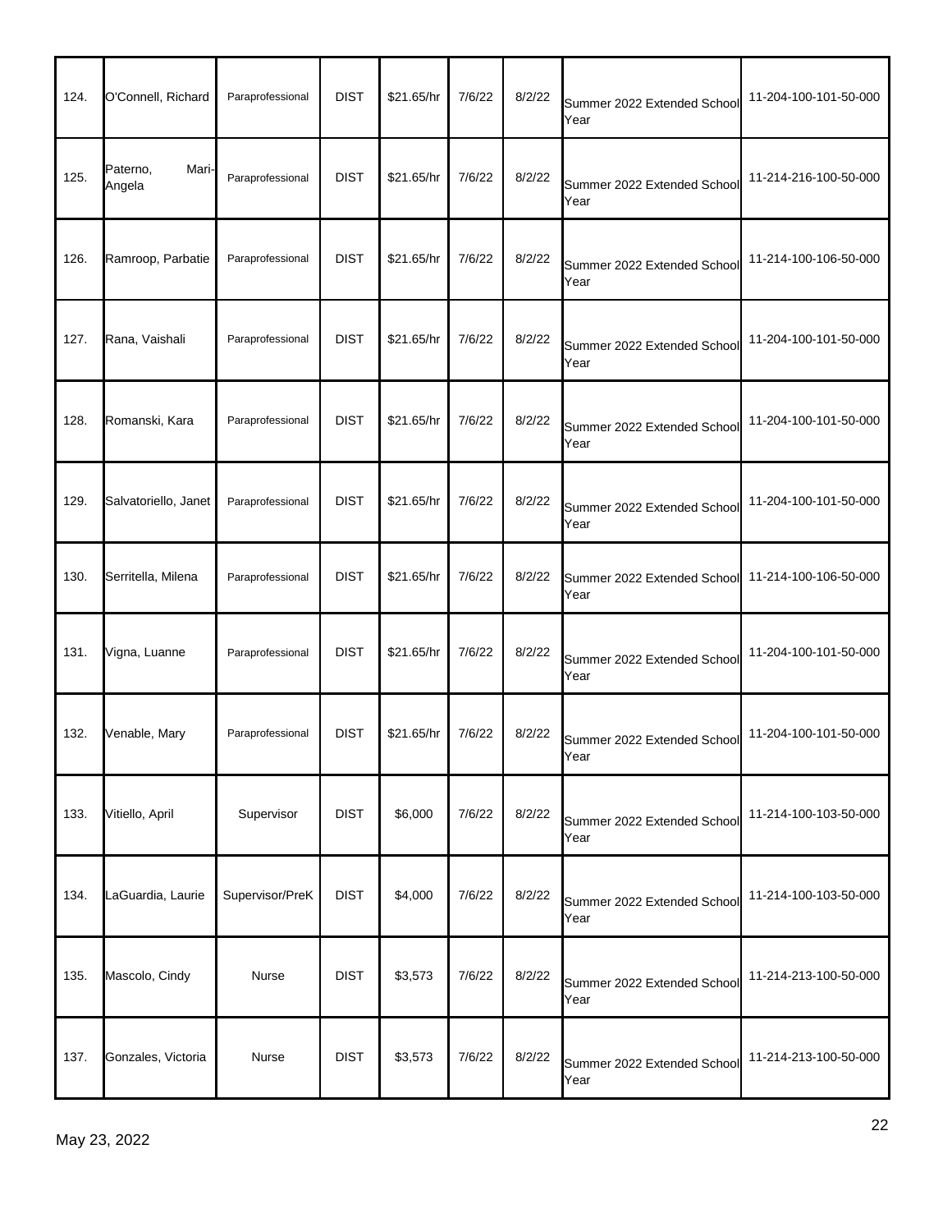| | | | | | | | | |
|---|---|---|---|---|---|---|---|---|
| 124. | O'Connell, Richard | Paraprofessional | DIST | $21.65/hr | 7/6/22 | 8/2/22 | Summer 2022 Extended School Year | 11-204-100-101-50-000 |
| 125. | Paterno, Mari-Angela | Paraprofessional | DIST | $21.65/hr | 7/6/22 | 8/2/22 | Summer 2022 Extended School Year | 11-214-216-100-50-000 |
| 126. | Ramroop, Parbatie | Paraprofessional | DIST | $21.65/hr | 7/6/22 | 8/2/22 | Summer 2022 Extended School Year | 11-214-100-106-50-000 |
| 127. | Rana, Vaishali | Paraprofessional | DIST | $21.65/hr | 7/6/22 | 8/2/22 | Summer 2022 Extended School Year | 11-204-100-101-50-000 |
| 128. | Romanski, Kara | Paraprofessional | DIST | $21.65/hr | 7/6/22 | 8/2/22 | Summer 2022 Extended School Year | 11-204-100-101-50-000 |
| 129. | Salvatoriello, Janet | Paraprofessional | DIST | $21.65/hr | 7/6/22 | 8/2/22 | Summer 2022 Extended School Year | 11-204-100-101-50-000 |
| 130. | Serritella, Milena | Paraprofessional | DIST | $21.65/hr | 7/6/22 | 8/2/22 | Summer 2022 Extended School Year | 11-214-100-106-50-000 |
| 131. | Vigna, Luanne | Paraprofessional | DIST | $21.65/hr | 7/6/22 | 8/2/22 | Summer 2022 Extended School Year | 11-204-100-101-50-000 |
| 132. | Venable, Mary | Paraprofessional | DIST | $21.65/hr | 7/6/22 | 8/2/22 | Summer 2022 Extended School Year | 11-204-100-101-50-000 |
| 133. | Vitiello, April | Supervisor | DIST | $6,000 | 7/6/22 | 8/2/22 | Summer 2022 Extended School Year | 11-214-100-103-50-000 |
| 134. | LaGuardia, Laurie | Supervisor/PreK | DIST | $4,000 | 7/6/22 | 8/2/22 | Summer 2022 Extended School Year | 11-214-100-103-50-000 |
| 135. | Mascolo, Cindy | Nurse | DIST | $3,573 | 7/6/22 | 8/2/22 | Summer 2022 Extended School Year | 11-214-213-100-50-000 |
| 137. | Gonzales, Victoria | Nurse | DIST | $3,573 | 7/6/22 | 8/2/22 | Summer 2022 Extended School Year | 11-214-213-100-50-000 |

May 23, 2022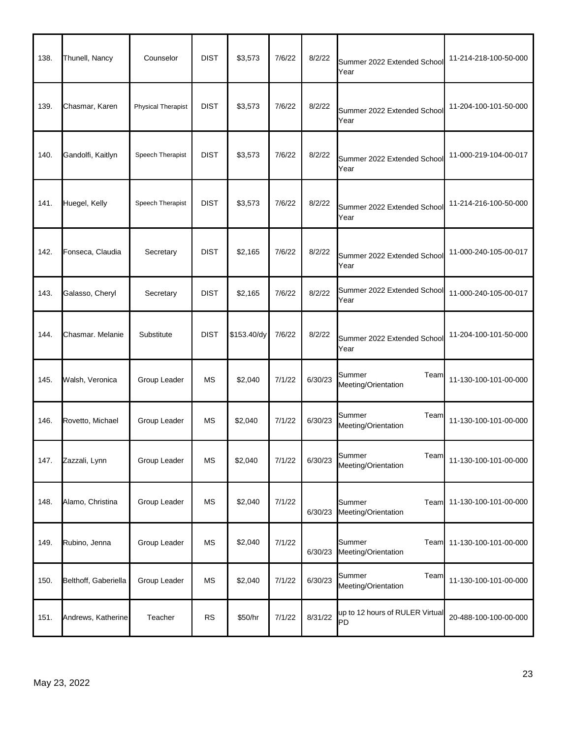| 138. | Thunell, Nancy | Counselor | DIST | $3,573 | 7/6/22 | 8/2/22 | Summer 2022 Extended School Year | 11-214-218-100-50-000 |
|---|---|---|---|---|---|---|---|---|
| 139. | Chasmar, Karen | Physical Therapist | DIST | $3,573 | 7/6/22 | 8/2/22 | Summer 2022 Extended School Year | 11-204-100-101-50-000 |
| 140. | Gandolfi, Kaitlyn | Speech Therapist | DIST | $3,573 | 7/6/22 | 8/2/22 | Summer 2022 Extended School Year | 11-000-219-104-00-017 |
| 141. | Huegel, Kelly | Speech Therapist | DIST | $3,573 | 7/6/22 | 8/2/22 | Summer 2022 Extended School Year | 11-214-216-100-50-000 |
| 142. | Fonseca, Claudia | Secretary | DIST | $2,165 | 7/6/22 | 8/2/22 | Summer 2022 Extended School Year | 11-000-240-105-00-017 |
| 143. | Galasso, Cheryl | Secretary | DIST | $2,165 | 7/6/22 | 8/2/22 | Summer 2022 Extended School Year | 11-000-240-105-00-017 |
| 144. | Chasmar. Melanie | Substitute | DIST | $153.40/dy | 7/6/22 | 8/2/22 | Summer 2022 Extended School Year | 11-204-100-101-50-000 |
| 145. | Walsh, Veronica | Group Leader | MS | $2,040 | 7/1/22 | 6/30/23 | Summer Team Meeting/Orientation | 11-130-100-101-00-000 |
| 146. | Rovetto, Michael | Group Leader | MS | $2,040 | 7/1/22 | 6/30/23 | Summer Team Meeting/Orientation | 11-130-100-101-00-000 |
| 147. | Zazzali, Lynn | Group Leader | MS | $2,040 | 7/1/22 | 6/30/23 | Summer Team Meeting/Orientation | 11-130-100-101-00-000 |
| 148. | Alamo, Christina | Group Leader | MS | $2,040 | 7/1/22 | 6/30/23 | Summer Team Meeting/Orientation | 11-130-100-101-00-000 |
| 149. | Rubino, Jenna | Group Leader | MS | $2,040 | 7/1/22 | 6/30/23 | Summer Team Meeting/Orientation | 11-130-100-101-00-000 |
| 150. | Belthoff, Gaberiella | Group Leader | MS | $2,040 | 7/1/22 | 6/30/23 | Summer Team Meeting/Orientation | 11-130-100-101-00-000 |
| 151. | Andrews, Katherine | Teacher | RS | $50/hr | 7/1/22 | 8/31/22 | up to 12 hours of RULER Virtual PD | 20-488-100-100-00-000 |

May 23, 2022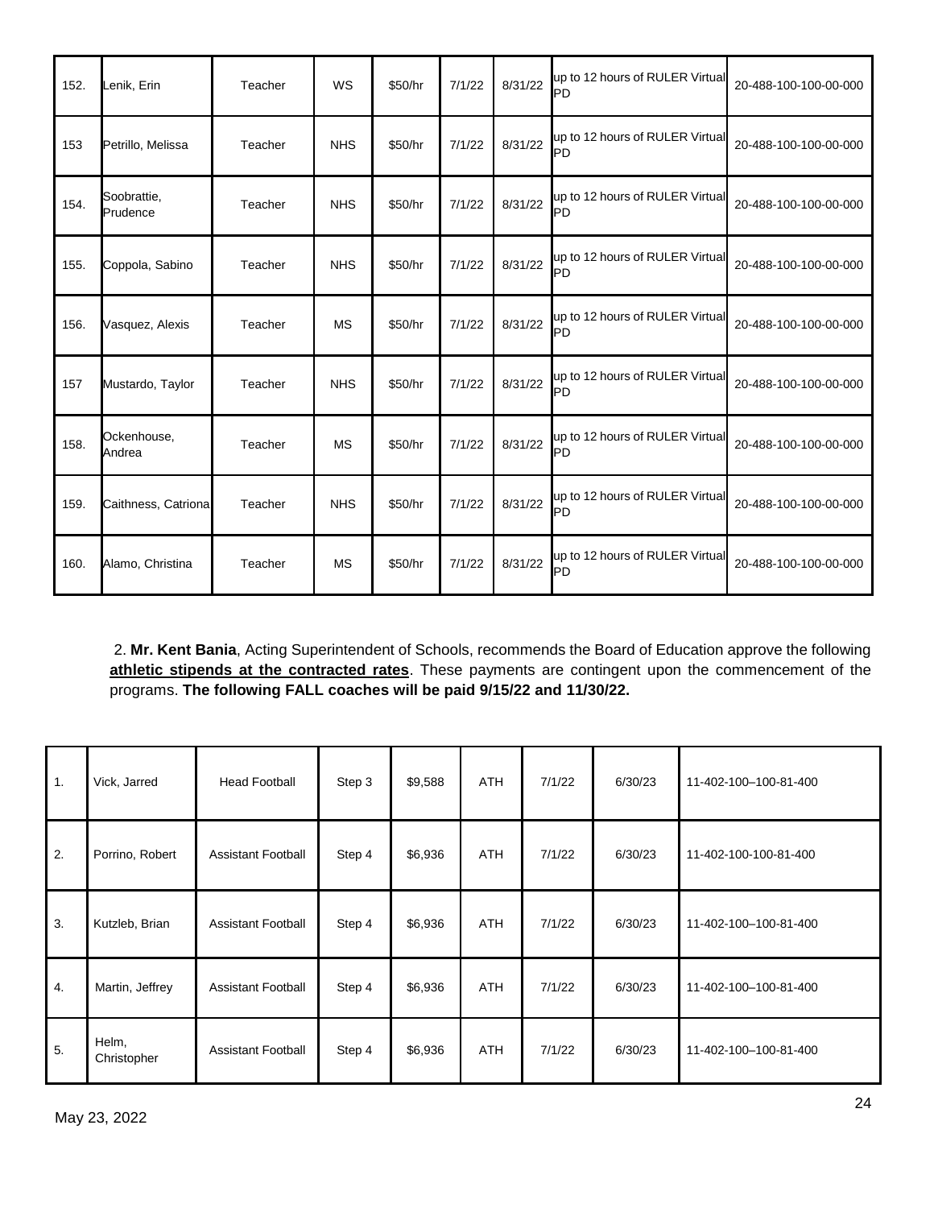| | | | | | | | | |
|---|---|---|---|---|---|---|---|---|
| 152. | Lenik, Erin | Teacher | WS | $50/hr | 7/1/22 | 8/31/22 | up to 12 hours of RULER Virtual PD | 20-488-100-100-00-000 |
| 153 | Petrillo, Melissa | Teacher | NHS | $50/hr | 7/1/22 | 8/31/22 | up to 12 hours of RULER Virtual PD | 20-488-100-100-00-000 |
| 154. | Soobrattie, Prudence | Teacher | NHS | $50/hr | 7/1/22 | 8/31/22 | up to 12 hours of RULER Virtual PD | 20-488-100-100-00-000 |
| 155. | Coppola, Sabino | Teacher | NHS | $50/hr | 7/1/22 | 8/31/22 | up to 12 hours of RULER Virtual PD | 20-488-100-100-00-000 |
| 156. | Vasquez, Alexis | Teacher | MS | $50/hr | 7/1/22 | 8/31/22 | up to 12 hours of RULER Virtual PD | 20-488-100-100-00-000 |
| 157 | Mustardo, Taylor | Teacher | NHS | $50/hr | 7/1/22 | 8/31/22 | up to 12 hours of RULER Virtual PD | 20-488-100-100-00-000 |
| 158. | Ockenhouse, Andrea | Teacher | MS | $50/hr | 7/1/22 | 8/31/22 | up to 12 hours of RULER Virtual PD | 20-488-100-100-00-000 |
| 159. | Caithness, Catriona | Teacher | NHS | $50/hr | 7/1/22 | 8/31/22 | up to 12 hours of RULER Virtual PD | 20-488-100-100-00-000 |
| 160. | Alamo, Christina | Teacher | MS | $50/hr | 7/1/22 | 8/31/22 | up to 12 hours of RULER Virtual PD | 20-488-100-100-00-000 |

2. **Mr. Kent Bania**, Acting Superintendent of Schools, recommends the Board of Education approve the following **athletic stipends at the contracted rates**. These payments are contingent upon the commencement of the programs. **The following FALL coaches will be paid 9/15/22 and 11/30/22.**

| | | | | | | | | |
|---|---|---|---|---|---|---|---|---|
| 1. | Vick, Jarred | Head Football | Step 3 | $9,588 | ATH | 7/1/22 | 6/30/23 | 11-402-100–100-81-400 |
| 2. | Porrino, Robert | Assistant Football | Step 4 | $6,936 | ATH | 7/1/22 | 6/30/23 | 11-402-100-100-81-400 |
| 3. | Kutzleb, Brian | Assistant Football | Step 4 | $6,936 | ATH | 7/1/22 | 6/30/23 | 11-402-100–100-81-400 |
| 4. | Martin, Jeffrey | Assistant Football | Step 4 | $6,936 | ATH | 7/1/22 | 6/30/23 | 11-402-100–100-81-400 |
| 5. | Helm, Christopher | Assistant Football | Step 4 | $6,936 | ATH | 7/1/22 | 6/30/23 | 11-402-100–100-81-400 |

May 23, 2022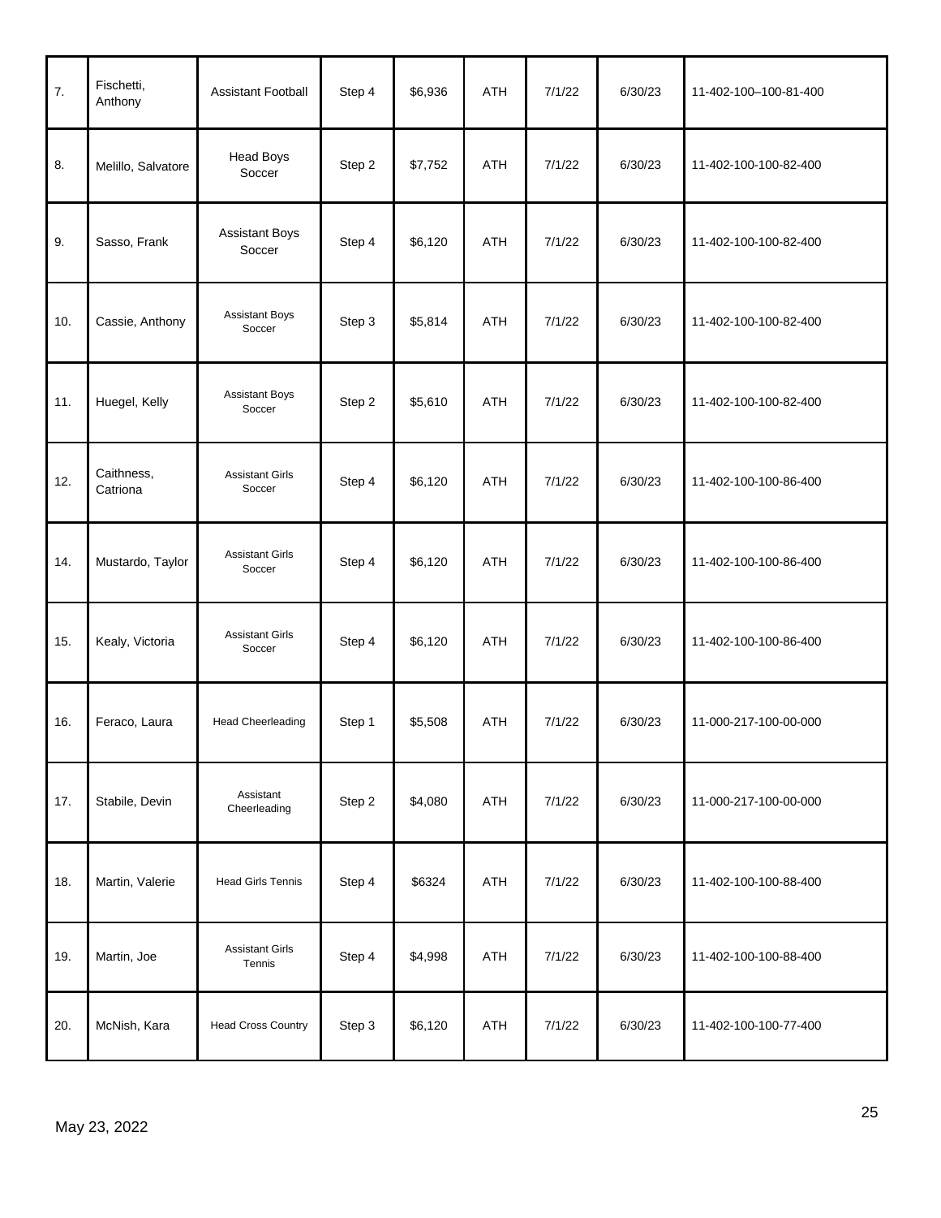| 7. | Fischetti, Anthony | Assistant Football | Step 4 | $6,936 | ATH | 7/1/22 | 6/30/23 | 11-402-100–100-81-400 |
|---|---|---|---|---|---|---|---|---|
| 8. | Melillo, Salvatore | Head Boys Soccer | Step 2 | $7,752 | ATH | 7/1/22 | 6/30/23 | 11-402-100-100-82-400 |
| 9. | Sasso, Frank | Assistant Boys Soccer | Step 4 | $6,120 | ATH | 7/1/22 | 6/30/23 | 11-402-100-100-82-400 |
| 10. | Cassie, Anthony | Assistant Boys Soccer | Step 3 | $5,814 | ATH | 7/1/22 | 6/30/23 | 11-402-100-100-82-400 |
| 11. | Huegel, Kelly | Assistant Boys Soccer | Step 2 | $5,610 | ATH | 7/1/22 | 6/30/23 | 11-402-100-100-82-400 |
| 12. | Caithness, Catriona | Assistant Girls Soccer | Step 4 | $6,120 | ATH | 7/1/22 | 6/30/23 | 11-402-100-100-86-400 |
| 14. | Mustardo, Taylor | Assistant Girls Soccer | Step 4 | $6,120 | ATH | 7/1/22 | 6/30/23 | 11-402-100-100-86-400 |
| 15. | Kealy, Victoria | Assistant Girls Soccer | Step 4 | $6,120 | ATH | 7/1/22 | 6/30/23 | 11-402-100-100-86-400 |
| 16. | Feraco, Laura | Head Cheerleading | Step 1 | $5,508 | ATH | 7/1/22 | 6/30/23 | 11-000-217-100-00-000 |
| 17. | Stabile, Devin | Assistant Cheerleading | Step 2 | $4,080 | ATH | 7/1/22 | 6/30/23 | 11-000-217-100-00-000 |
| 18. | Martin, Valerie | Head Girls Tennis | Step 4 | $6324 | ATH | 7/1/22 | 6/30/23 | 11-402-100-100-88-400 |
| 19. | Martin, Joe | Assistant Girls Tennis | Step 4 | $4,998 | ATH | 7/1/22 | 6/30/23 | 11-402-100-100-88-400 |
| 20. | McNish, Kara | Head Cross Country | Step 3 | $6,120 | ATH | 7/1/22 | 6/30/23 | 11-402-100-100-77-400 |

May 23, 2022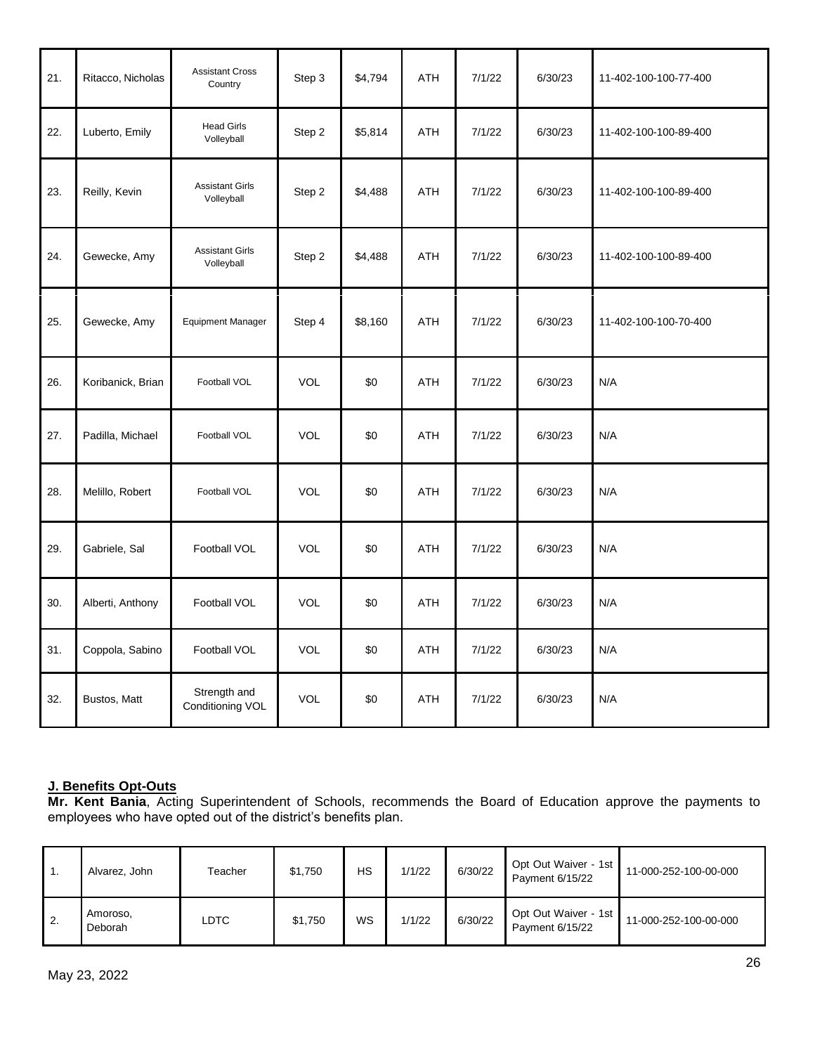| | | | | | | | | |
|---|---|---|---|---|---|---|---|---|
| 21. | Ritacco, Nicholas | Assistant Cross Country | Step 3 | $4,794 | ATH | 7/1/22 | 6/30/23 | 11-402-100-100-77-400 |
| 22. | Luberto, Emily | Head Girls Volleyball | Step 2 | $5,814 | ATH | 7/1/22 | 6/30/23 | 11-402-100-100-89-400 |
| 23. | Reilly, Kevin | Assistant Girls Volleyball | Step 2 | $4,488 | ATH | 7/1/22 | 6/30/23 | 11-402-100-100-89-400 |
| 24. | Gewecke, Amy | Assistant Girls Volleyball | Step 2 | $4,488 | ATH | 7/1/22 | 6/30/23 | 11-402-100-100-89-400 |
| 25. | Gewecke, Amy | Equipment Manager | Step 4 | $8,160 | ATH | 7/1/22 | 6/30/23 | 11-402-100-100-70-400 |
| 26. | Koribanick, Brian | Football VOL | VOL | $0 | ATH | 7/1/22 | 6/30/23 | N/A |
| 27. | Padilla, Michael | Football VOL | VOL | $0 | ATH | 7/1/22 | 6/30/23 | N/A |
| 28. | Melillo, Robert | Football VOL | VOL | $0 | ATH | 7/1/22 | 6/30/23 | N/A |
| 29. | Gabriele, Sal | Football VOL | VOL | $0 | ATH | 7/1/22 | 6/30/23 | N/A |
| 30. | Alberti, Anthony | Football VOL | VOL | $0 | ATH | 7/1/22 | 6/30/23 | N/A |
| 31. | Coppola, Sabino | Football VOL | VOL | $0 | ATH | 7/1/22 | 6/30/23 | N/A |
| 32. | Bustos, Matt | Strength and Conditioning VOL | VOL | $0 | ATH | 7/1/22 | 6/30/23 | N/A |

**J. Benefits Opt-Outs**

**Mr. Kent Bania**, Acting Superintendent of Schools, recommends the Board of Education approve the payments to employees who have opted out of the district's benefits plan.

| | | | | | | | | |
|---|---|---|---|---|---|---|---|---|
| 1. | Alvarez, John | Teacher | $1,750 | HS | 1/1/22 | 6/30/22 | Opt Out Waiver - 1st Payment 6/15/22 | 11-000-252-100-00-000 |
| 2. | Amoroso, Deborah | LDTC | $1,750 | WS | 1/1/22 | 6/30/22 | Opt Out Waiver - 1st Payment 6/15/22 | 11-000-252-100-00-000 |

May 23, 2022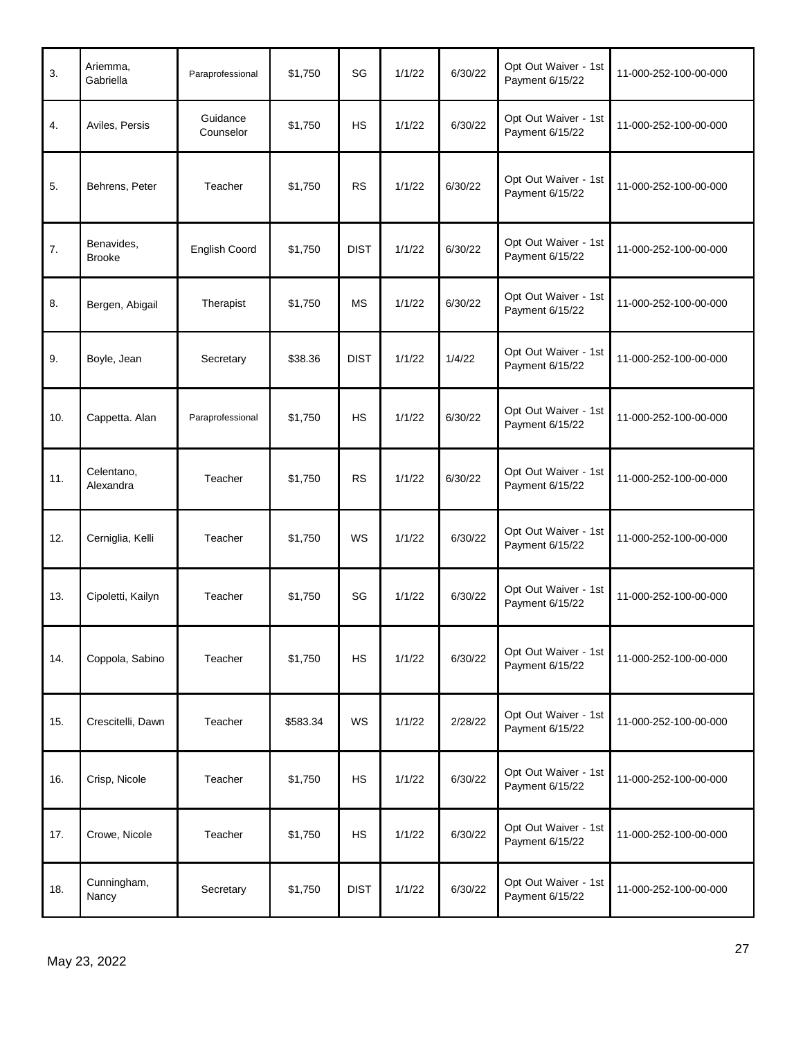| | | | | | | | | |
|---|---|---|---|---|---|---|---|---|
| 3. | Ariemma, Gabriella | Paraprofessional | $1,750 | SG | 1/1/22 | 6/30/22 | Opt Out Waiver - 1st Payment 6/15/22 | 11-000-252-100-00-000 |
| 4. | Aviles, Persis | Guidance Counselor | $1,750 | HS | 1/1/22 | 6/30/22 | Opt Out Waiver - 1st Payment 6/15/22 | 11-000-252-100-00-000 |
| 5. | Behrens, Peter | Teacher | $1,750 | RS | 1/1/22 | 6/30/22 | Opt Out Waiver - 1st Payment 6/15/22 | 11-000-252-100-00-000 |
| 7. | Benavides, Brooke | English Coord | $1,750 | DIST | 1/1/22 | 6/30/22 | Opt Out Waiver - 1st Payment 6/15/22 | 11-000-252-100-00-000 |
| 8. | Bergen, Abigail | Therapist | $1,750 | MS | 1/1/22 | 6/30/22 | Opt Out Waiver - 1st Payment 6/15/22 | 11-000-252-100-00-000 |
| 9. | Boyle, Jean | Secretary | $38.36 | DIST | 1/1/22 | 1/4/22 | Opt Out Waiver - 1st Payment 6/15/22 | 11-000-252-100-00-000 |
| 10. | Cappetta. Alan | Paraprofessional | $1,750 | HS | 1/1/22 | 6/30/22 | Opt Out Waiver - 1st Payment 6/15/22 | 11-000-252-100-00-000 |
| 11. | Celentano, Alexandra | Teacher | $1,750 | RS | 1/1/22 | 6/30/22 | Opt Out Waiver - 1st Payment 6/15/22 | 11-000-252-100-00-000 |
| 12. | Cerniglia, Kelli | Teacher | $1,750 | WS | 1/1/22 | 6/30/22 | Opt Out Waiver - 1st Payment 6/15/22 | 11-000-252-100-00-000 |
| 13. | Cipoletti, Kailyn | Teacher | $1,750 | SG | 1/1/22 | 6/30/22 | Opt Out Waiver - 1st Payment 6/15/22 | 11-000-252-100-00-000 |
| 14. | Coppola, Sabino | Teacher | $1,750 | HS | 1/1/22 | 6/30/22 | Opt Out Waiver - 1st Payment 6/15/22 | 11-000-252-100-00-000 |
| 15. | Crescitelli, Dawn | Teacher | $583.34 | WS | 1/1/22 | 2/28/22 | Opt Out Waiver - 1st Payment 6/15/22 | 11-000-252-100-00-000 |
| 16. | Crisp, Nicole | Teacher | $1,750 | HS | 1/1/22 | 6/30/22 | Opt Out Waiver - 1st Payment 6/15/22 | 11-000-252-100-00-000 |
| 17. | Crowe, Nicole | Teacher | $1,750 | HS | 1/1/22 | 6/30/22 | Opt Out Waiver - 1st Payment 6/15/22 | 11-000-252-100-00-000 |
| 18. | Cunningham, Nancy | Secretary | $1,750 | DIST | 1/1/22 | 6/30/22 | Opt Out Waiver - 1st Payment 6/15/22 | 11-000-252-100-00-000 |

May 23, 2022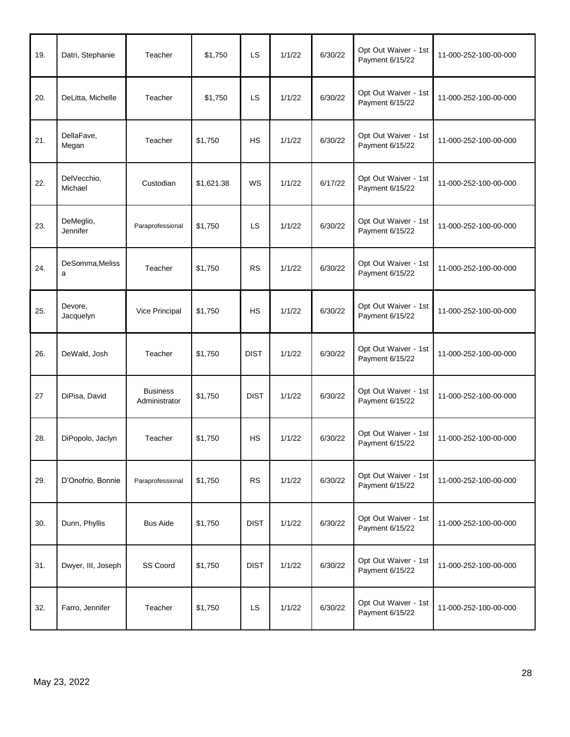| | | | | | | | | |
|---|---|---|---|---|---|---|---|---|
| 19. | Datri, Stephanie | Teacher | $1,750 | LS | 1/1/22 | 6/30/22 | Opt Out Waiver - 1st Payment 6/15/22 | 11-000-252-100-00-000 |
| 20. | DeLitta, Michelle | Teacher | $1,750 | LS | 1/1/22 | 6/30/22 | Opt Out Waiver - 1st Payment 6/15/22 | 11-000-252-100-00-000 |
| 21. | DellaFave, Megan | Teacher | $1,750 | HS | 1/1/22 | 6/30/22 | Opt Out Waiver - 1st Payment 6/15/22 | 11-000-252-100-00-000 |
| 22. | DelVecchio, Michael | Custodian | $1,621.38 | WS | 1/1/22 | 6/17/22 | Opt Out Waiver - 1st Payment 6/15/22 | 11-000-252-100-00-000 |
| 23. | DeMeglio, Jennifer | Paraprofessional | $1,750 | LS | 1/1/22 | 6/30/22 | Opt Out Waiver - 1st Payment 6/15/22 | 11-000-252-100-00-000 |
| 24. | DeSomma,Melissa | Teacher | $1,750 | RS | 1/1/22 | 6/30/22 | Opt Out Waiver - 1st Payment 6/15/22 | 11-000-252-100-00-000 |
| 25. | Devore, Jacquelyn | Vice Principal | $1,750 | HS | 1/1/22 | 6/30/22 | Opt Out Waiver - 1st Payment 6/15/22 | 11-000-252-100-00-000 |
| 26. | DeWald, Josh | Teacher | $1,750 | DIST | 1/1/22 | 6/30/22 | Opt Out Waiver - 1st Payment 6/15/22 | 11-000-252-100-00-000 |
| 27 | DiPisa, David | Business Administrator | $1,750 | DIST | 1/1/22 | 6/30/22 | Opt Out Waiver - 1st Payment 6/15/22 | 11-000-252-100-00-000 |
| 28. | DiPopolo, Jaclyn | Teacher | $1,750 | HS | 1/1/22 | 6/30/22 | Opt Out Waiver - 1st Payment 6/15/22 | 11-000-252-100-00-000 |
| 29. | D'Onofrio, Bonnie | Paraprofessional | $1,750 | RS | 1/1/22 | 6/30/22 | Opt Out Waiver - 1st Payment 6/15/22 | 11-000-252-100-00-000 |
| 30. | Dunn, Phyllis | Bus Aide | $1,750 | DIST | 1/1/22 | 6/30/22 | Opt Out Waiver - 1st Payment 6/15/22 | 11-000-252-100-00-000 |
| 31. | Dwyer, III, Joseph | SS Coord | $1,750 | DIST | 1/1/22 | 6/30/22 | Opt Out Waiver - 1st Payment 6/15/22 | 11-000-252-100-00-000 |
| 32. | Farro, Jennifer | Teacher | $1,750 | LS | 1/1/22 | 6/30/22 | Opt Out Waiver - 1st Payment 6/15/22 | 11-000-252-100-00-000 |

May 23, 2022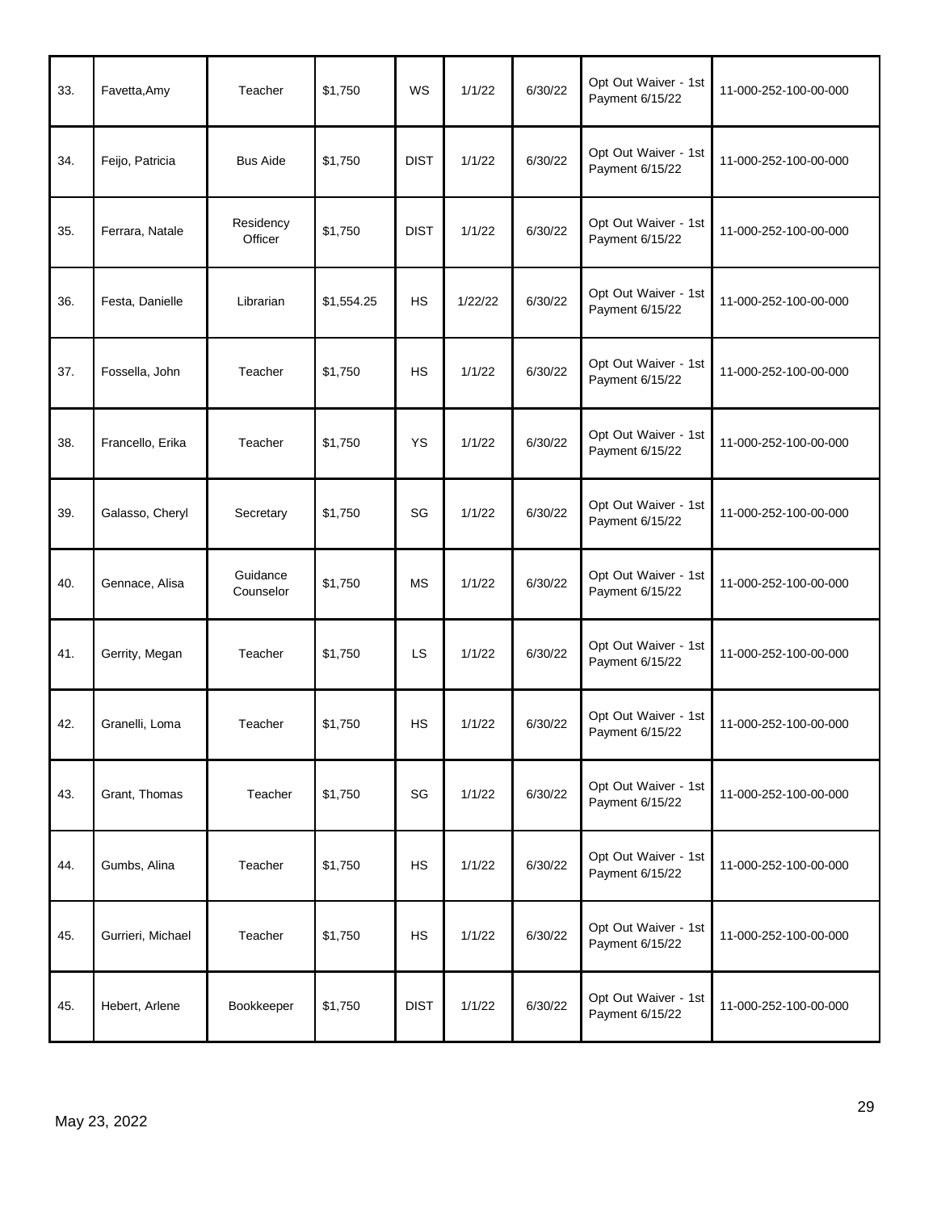| 33. | Favetta,Amy | Teacher | $1,750 | WS | 1/1/22 | 6/30/22 | Opt Out Waiver - 1st Payment 6/15/22 | 11-000-252-100-00-000 |
|---|---|---|---|---|---|---|---|---|
| 34. | Feijo, Patricia | Bus Aide | $1,750 | DIST | 1/1/22 | 6/30/22 | Opt Out Waiver - 1st Payment 6/15/22 | 11-000-252-100-00-000 |
| 35. | Ferrara, Natale | Residency Officer | $1,750 | DIST | 1/1/22 | 6/30/22 | Opt Out Waiver - 1st Payment 6/15/22 | 11-000-252-100-00-000 |
| 36. | Festa, Danielle | Librarian | $1,554.25 | HS | 1/22/22 | 6/30/22 | Opt Out Waiver - 1st Payment 6/15/22 | 11-000-252-100-00-000 |
| 37. | Fossella, John | Teacher | $1,750 | HS | 1/1/22 | 6/30/22 | Opt Out Waiver - 1st Payment 6/15/22 | 11-000-252-100-00-000 |
| 38. | Francello, Erika | Teacher | $1,750 | YS | 1/1/22 | 6/30/22 | Opt Out Waiver - 1st Payment 6/15/22 | 11-000-252-100-00-000 |
| 39. | Galasso, Cheryl | Secretary | $1,750 | SG | 1/1/22 | 6/30/22 | Opt Out Waiver - 1st Payment 6/15/22 | 11-000-252-100-00-000 |
| 40. | Gennace, Alisa | Guidance Counselor | $1,750 | MS | 1/1/22 | 6/30/22 | Opt Out Waiver - 1st Payment 6/15/22 | 11-000-252-100-00-000 |
| 41. | Gerrity, Megan | Teacher | $1,750 | LS | 1/1/22 | 6/30/22 | Opt Out Waiver - 1st Payment 6/15/22 | 11-000-252-100-00-000 |
| 42. | Granelli, Loma | Teacher | $1,750 | HS | 1/1/22 | 6/30/22 | Opt Out Waiver - 1st Payment 6/15/22 | 11-000-252-100-00-000 |
| 43. | Grant, Thomas | Teacher | $1,750 | SG | 1/1/22 | 6/30/22 | Opt Out Waiver - 1st Payment 6/15/22 | 11-000-252-100-00-000 |
| 44. | Gumbs, Alina | Teacher | $1,750 | HS | 1/1/22 | 6/30/22 | Opt Out Waiver - 1st Payment 6/15/22 | 11-000-252-100-00-000 |
| 45. | Gurrieri, Michael | Teacher | $1,750 | HS | 1/1/22 | 6/30/22 | Opt Out Waiver - 1st Payment 6/15/22 | 11-000-252-100-00-000 |
| 45. | Hebert, Arlene | Bookkeeper | $1,750 | DIST | 1/1/22 | 6/30/22 | Opt Out Waiver - 1st Payment 6/15/22 | 11-000-252-100-00-000 |

May 23, 2022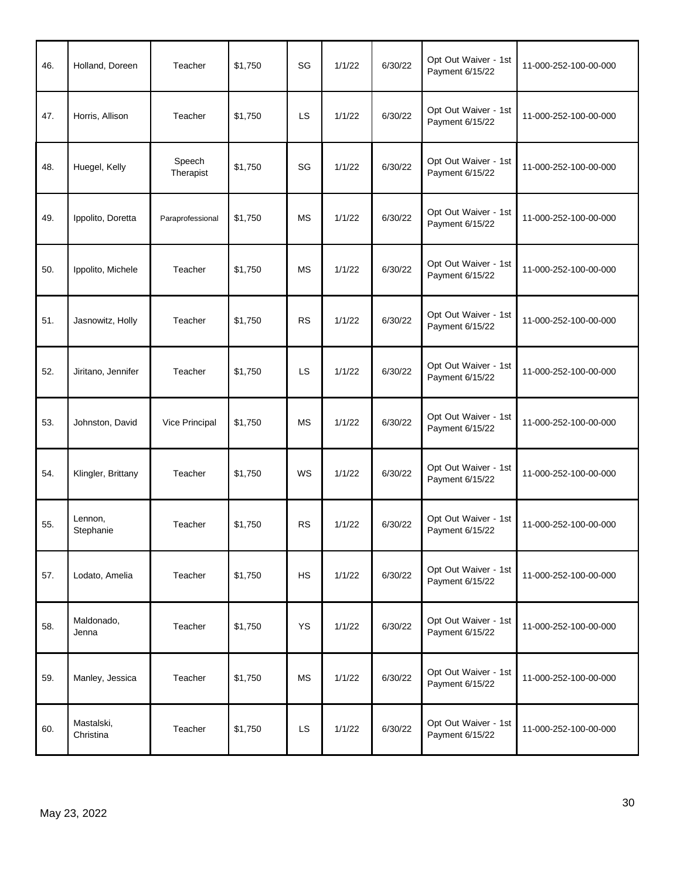| | | | | | | | | |
|---|---|---|---|---|---|---|---|---|
| 46. | Holland, Doreen | Teacher | $1,750 | SG | 1/1/22 | 6/30/22 | Opt Out Waiver - 1st Payment 6/15/22 | 11-000-252-100-00-000 |
| 47. | Horris, Allison | Teacher | $1,750 | LS | 1/1/22 | 6/30/22 | Opt Out Waiver - 1st Payment 6/15/22 | 11-000-252-100-00-000 |
| 48. | Huegel, Kelly | Speech Therapist | $1,750 | SG | 1/1/22 | 6/30/22 | Opt Out Waiver - 1st Payment 6/15/22 | 11-000-252-100-00-000 |
| 49. | Ippolito, Doretta | Paraprofessional | $1,750 | MS | 1/1/22 | 6/30/22 | Opt Out Waiver - 1st Payment 6/15/22 | 11-000-252-100-00-000 |
| 50. | Ippolito, Michele | Teacher | $1,750 | MS | 1/1/22 | 6/30/22 | Opt Out Waiver - 1st Payment 6/15/22 | 11-000-252-100-00-000 |
| 51. | Jasnowitz, Holly | Teacher | $1,750 | RS | 1/1/22 | 6/30/22 | Opt Out Waiver - 1st Payment 6/15/22 | 11-000-252-100-00-000 |
| 52. | Jiritano, Jennifer | Teacher | $1,750 | LS | 1/1/22 | 6/30/22 | Opt Out Waiver - 1st Payment 6/15/22 | 11-000-252-100-00-000 |
| 53. | Johnston, David | Vice Principal | $1,750 | MS | 1/1/22 | 6/30/22 | Opt Out Waiver - 1st Payment 6/15/22 | 11-000-252-100-00-000 |
| 54. | Klingler, Brittany | Teacher | $1,750 | WS | 1/1/22 | 6/30/22 | Opt Out Waiver - 1st Payment 6/15/22 | 11-000-252-100-00-000 |
| 55. | Lennon, Stephanie | Teacher | $1,750 | RS | 1/1/22 | 6/30/22 | Opt Out Waiver - 1st Payment 6/15/22 | 11-000-252-100-00-000 |
| 57. | Lodato, Amelia | Teacher | $1,750 | HS | 1/1/22 | 6/30/22 | Opt Out Waiver - 1st Payment 6/15/22 | 11-000-252-100-00-000 |
| 58. | Maldonado, Jenna | Teacher | $1,750 | YS | 1/1/22 | 6/30/22 | Opt Out Waiver - 1st Payment 6/15/22 | 11-000-252-100-00-000 |
| 59. | Manley, Jessica | Teacher | $1,750 | MS | 1/1/22 | 6/30/22 | Opt Out Waiver - 1st Payment 6/15/22 | 11-000-252-100-00-000 |
| 60. | Mastalski, Christina | Teacher | $1,750 | LS | 1/1/22 | 6/30/22 | Opt Out Waiver - 1st Payment 6/15/22 | 11-000-252-100-00-000 |

May 23, 2022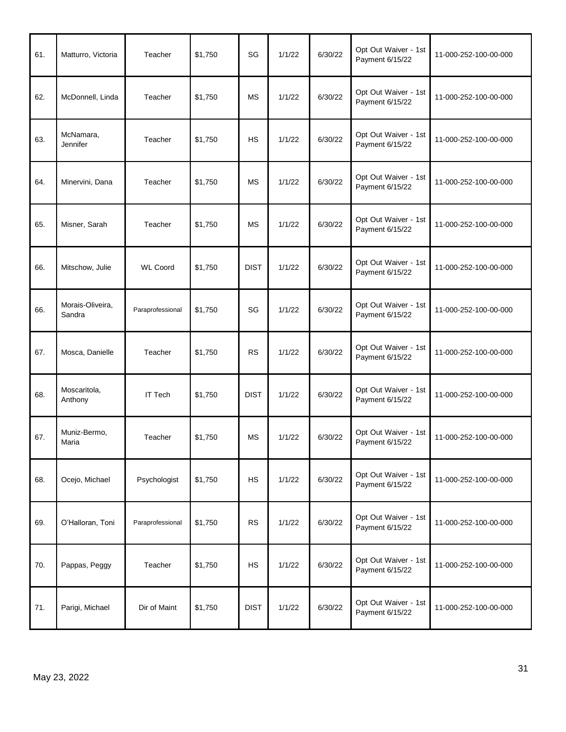| 61. | Matturro, Victoria | Teacher | $1,750 | SG | 1/1/22 | 6/30/22 | Opt Out Waiver - 1st Payment 6/15/22 | 11-000-252-100-00-000 |
|---|---|---|---|---|---|---|---|---|
| 62. | McDonnell, Linda | Teacher | $1,750 | MS | 1/1/22 | 6/30/22 | Opt Out Waiver - 1st Payment 6/15/22 | 11-000-252-100-00-000 |
| 63. | McNamara, Jennifer | Teacher | $1,750 | HS | 1/1/22 | 6/30/22 | Opt Out Waiver - 1st Payment 6/15/22 | 11-000-252-100-00-000 |
| 64. | Minervini, Dana | Teacher | $1,750 | MS | 1/1/22 | 6/30/22 | Opt Out Waiver - 1st Payment 6/15/22 | 11-000-252-100-00-000 |
| 65. | Misner, Sarah | Teacher | $1,750 | MS | 1/1/22 | 6/30/22 | Opt Out Waiver - 1st Payment 6/15/22 | 11-000-252-100-00-000 |
| 66. | Mitschow, Julie | WL Coord | $1,750 | DIST | 1/1/22 | 6/30/22 | Opt Out Waiver - 1st Payment 6/15/22 | 11-000-252-100-00-000 |
| 66. | Morais-Oliveira, Sandra | Paraprofessional | $1,750 | SG | 1/1/22 | 6/30/22 | Opt Out Waiver - 1st Payment 6/15/22 | 11-000-252-100-00-000 |
| 67. | Mosca, Danielle | Teacher | $1,750 | RS | 1/1/22 | 6/30/22 | Opt Out Waiver - 1st Payment 6/15/22 | 11-000-252-100-00-000 |
| 68. | Moscaritola, Anthony | IT Tech | $1,750 | DIST | 1/1/22 | 6/30/22 | Opt Out Waiver - 1st Payment 6/15/22 | 11-000-252-100-00-000 |
| 67. | Muniz-Bermo, Maria | Teacher | $1,750 | MS | 1/1/22 | 6/30/22 | Opt Out Waiver - 1st Payment 6/15/22 | 11-000-252-100-00-000 |
| 68. | Ocejo, Michael | Psychologist | $1,750 | HS | 1/1/22 | 6/30/22 | Opt Out Waiver - 1st Payment 6/15/22 | 11-000-252-100-00-000 |
| 69. | O'Halloran, Toni | Paraprofessional | $1,750 | RS | 1/1/22 | 6/30/22 | Opt Out Waiver - 1st Payment 6/15/22 | 11-000-252-100-00-000 |
| 70. | Pappas, Peggy | Teacher | $1,750 | HS | 1/1/22 | 6/30/22 | Opt Out Waiver - 1st Payment 6/15/22 | 11-000-252-100-00-000 |
| 71. | Parigi, Michael | Dir of Maint | $1,750 | DIST | 1/1/22 | 6/30/22 | Opt Out Waiver - 1st Payment 6/15/22 | 11-000-252-100-00-000 |

May 23, 2022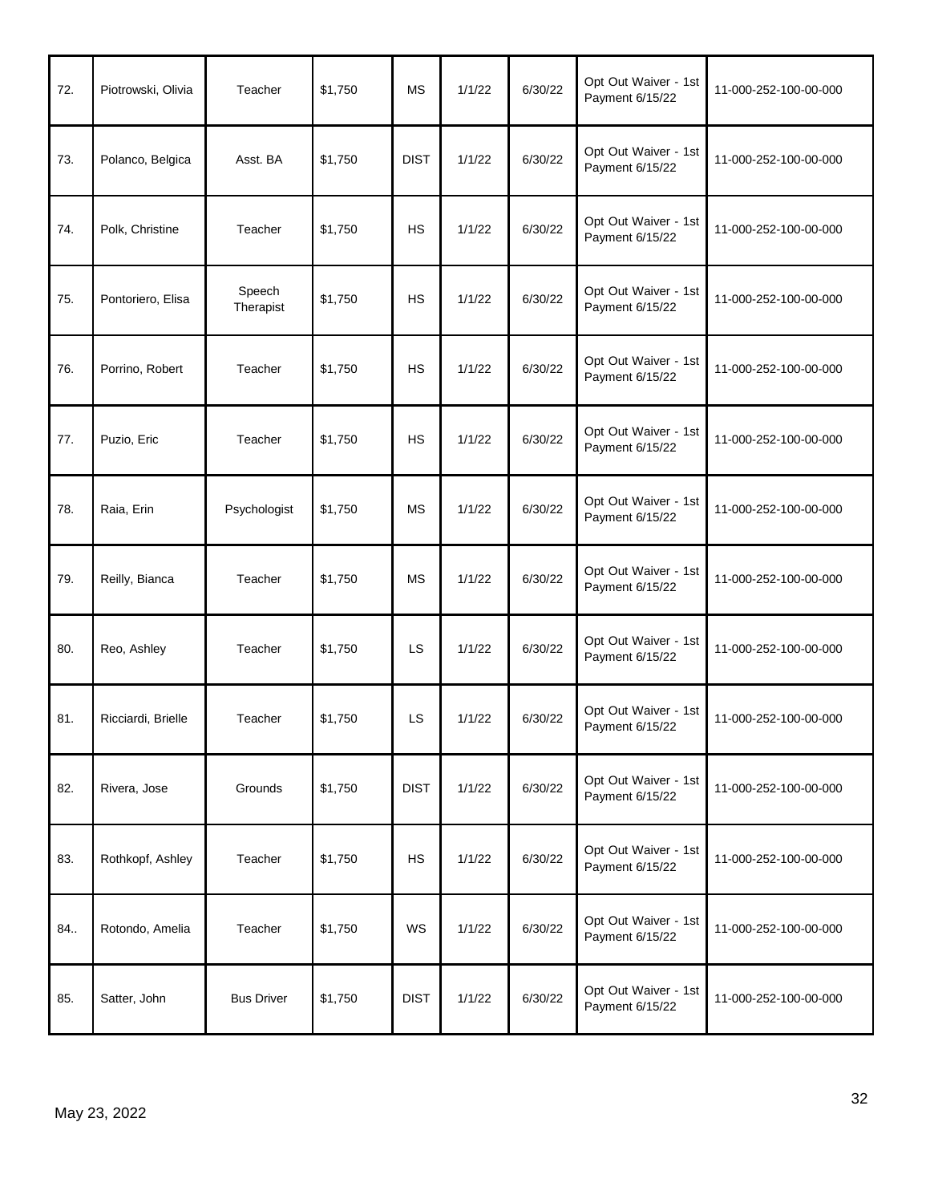| 72. | Piotrowski, Olivia | Teacher | $1,750 | MS | 1/1/22 | 6/30/22 | Opt Out Waiver - 1st Payment 6/15/22 | 11-000-252-100-00-000 |
|---|---|---|---|---|---|---|---|---|
| 73. | Polanco, Belgica | Asst. BA | $1,750 | DIST | 1/1/22 | 6/30/22 | Opt Out Waiver - 1st Payment 6/15/22 | 11-000-252-100-00-000 |
| 74. | Polk, Christine | Teacher | $1,750 | HS | 1/1/22 | 6/30/22 | Opt Out Waiver - 1st Payment 6/15/22 | 11-000-252-100-00-000 |
| 75. | Pontoriero, Elisa | Speech Therapist | $1,750 | HS | 1/1/22 | 6/30/22 | Opt Out Waiver - 1st Payment 6/15/22 | 11-000-252-100-00-000 |
| 76. | Porrino, Robert | Teacher | $1,750 | HS | 1/1/22 | 6/30/22 | Opt Out Waiver - 1st Payment 6/15/22 | 11-000-252-100-00-000 |
| 77. | Puzio, Eric | Teacher | $1,750 | HS | 1/1/22 | 6/30/22 | Opt Out Waiver - 1st Payment 6/15/22 | 11-000-252-100-00-000 |
| 78. | Raia, Erin | Psychologist | $1,750 | MS | 1/1/22 | 6/30/22 | Opt Out Waiver - 1st Payment 6/15/22 | 11-000-252-100-00-000 |
| 79. | Reilly, Bianca | Teacher | $1,750 | MS | 1/1/22 | 6/30/22 | Opt Out Waiver - 1st Payment 6/15/22 | 11-000-252-100-00-000 |
| 80. | Reo, Ashley | Teacher | $1,750 | LS | 1/1/22 | 6/30/22 | Opt Out Waiver - 1st Payment 6/15/22 | 11-000-252-100-00-000 |
| 81. | Ricciardi, Brielle | Teacher | $1,750 | LS | 1/1/22 | 6/30/22 | Opt Out Waiver - 1st Payment 6/15/22 | 11-000-252-100-00-000 |
| 82. | Rivera, Jose | Grounds | $1,750 | DIST | 1/1/22 | 6/30/22 | Opt Out Waiver - 1st Payment 6/15/22 | 11-000-252-100-00-000 |
| 83. | Rothkopf, Ashley | Teacher | $1,750 | HS | 1/1/22 | 6/30/22 | Opt Out Waiver - 1st Payment 6/15/22 | 11-000-252-100-00-000 |
| 84.. | Rotondo, Amelia | Teacher | $1,750 | WS | 1/1/22 | 6/30/22 | Opt Out Waiver - 1st Payment 6/15/22 | 11-000-252-100-00-000 |
| 85. | Satter, John | Bus Driver | $1,750 | DIST | 1/1/22 | 6/30/22 | Opt Out Waiver - 1st Payment 6/15/22 | 11-000-252-100-00-000 |

May 23, 2022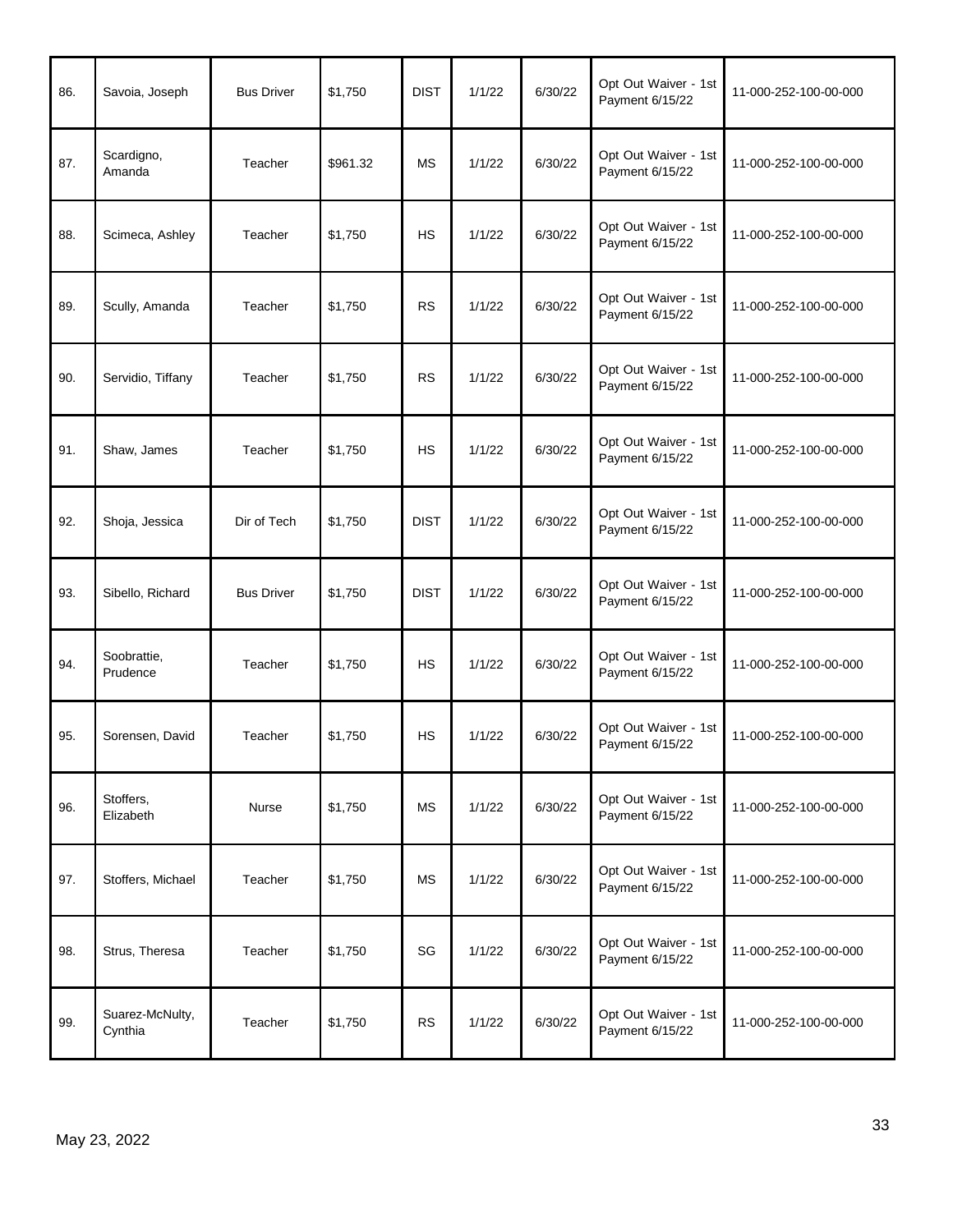| 86. | Savoia, Joseph | Bus Driver | $1,750 | DIST | 1/1/22 | 6/30/22 | Opt Out Waiver - 1st Payment 6/15/22 | 11-000-252-100-00-000 |
|---|---|---|---|---|---|---|---|---|
| 87. | Scardigno, Amanda | Teacher | $961.32 | MS | 1/1/22 | 6/30/22 | Opt Out Waiver - 1st Payment 6/15/22 | 11-000-252-100-00-000 |
| 88. | Scimeca, Ashley | Teacher | $1,750 | HS | 1/1/22 | 6/30/22 | Opt Out Waiver - 1st Payment 6/15/22 | 11-000-252-100-00-000 |
| 89. | Scully, Amanda | Teacher | $1,750 | RS | 1/1/22 | 6/30/22 | Opt Out Waiver - 1st Payment 6/15/22 | 11-000-252-100-00-000 |
| 90. | Servidio, Tiffany | Teacher | $1,750 | RS | 1/1/22 | 6/30/22 | Opt Out Waiver - 1st Payment 6/15/22 | 11-000-252-100-00-000 |
| 91. | Shaw, James | Teacher | $1,750 | HS | 1/1/22 | 6/30/22 | Opt Out Waiver - 1st Payment 6/15/22 | 11-000-252-100-00-000 |
| 92. | Shoja, Jessica | Dir of Tech | $1,750 | DIST | 1/1/22 | 6/30/22 | Opt Out Waiver - 1st Payment 6/15/22 | 11-000-252-100-00-000 |
| 93. | Sibello, Richard | Bus Driver | $1,750 | DIST | 1/1/22 | 6/30/22 | Opt Out Waiver - 1st Payment 6/15/22 | 11-000-252-100-00-000 |
| 94. | Soobrattie, Prudence | Teacher | $1,750 | HS | 1/1/22 | 6/30/22 | Opt Out Waiver - 1st Payment 6/15/22 | 11-000-252-100-00-000 |
| 95. | Sorensen, David | Teacher | $1,750 | HS | 1/1/22 | 6/30/22 | Opt Out Waiver - 1st Payment 6/15/22 | 11-000-252-100-00-000 |
| 96. | Stoffers, Elizabeth | Nurse | $1,750 | MS | 1/1/22 | 6/30/22 | Opt Out Waiver - 1st Payment 6/15/22 | 11-000-252-100-00-000 |
| 97. | Stoffers, Michael | Teacher | $1,750 | MS | 1/1/22 | 6/30/22 | Opt Out Waiver - 1st Payment 6/15/22 | 11-000-252-100-00-000 |
| 98. | Strus, Theresa | Teacher | $1,750 | SG | 1/1/22 | 6/30/22 | Opt Out Waiver - 1st Payment 6/15/22 | 11-000-252-100-00-000 |
| 99. | Suarez-McNulty, Cynthia | Teacher | $1,750 | RS | 1/1/22 | 6/30/22 | Opt Out Waiver - 1st Payment 6/15/22 | 11-000-252-100-00-000 |

May 23, 2022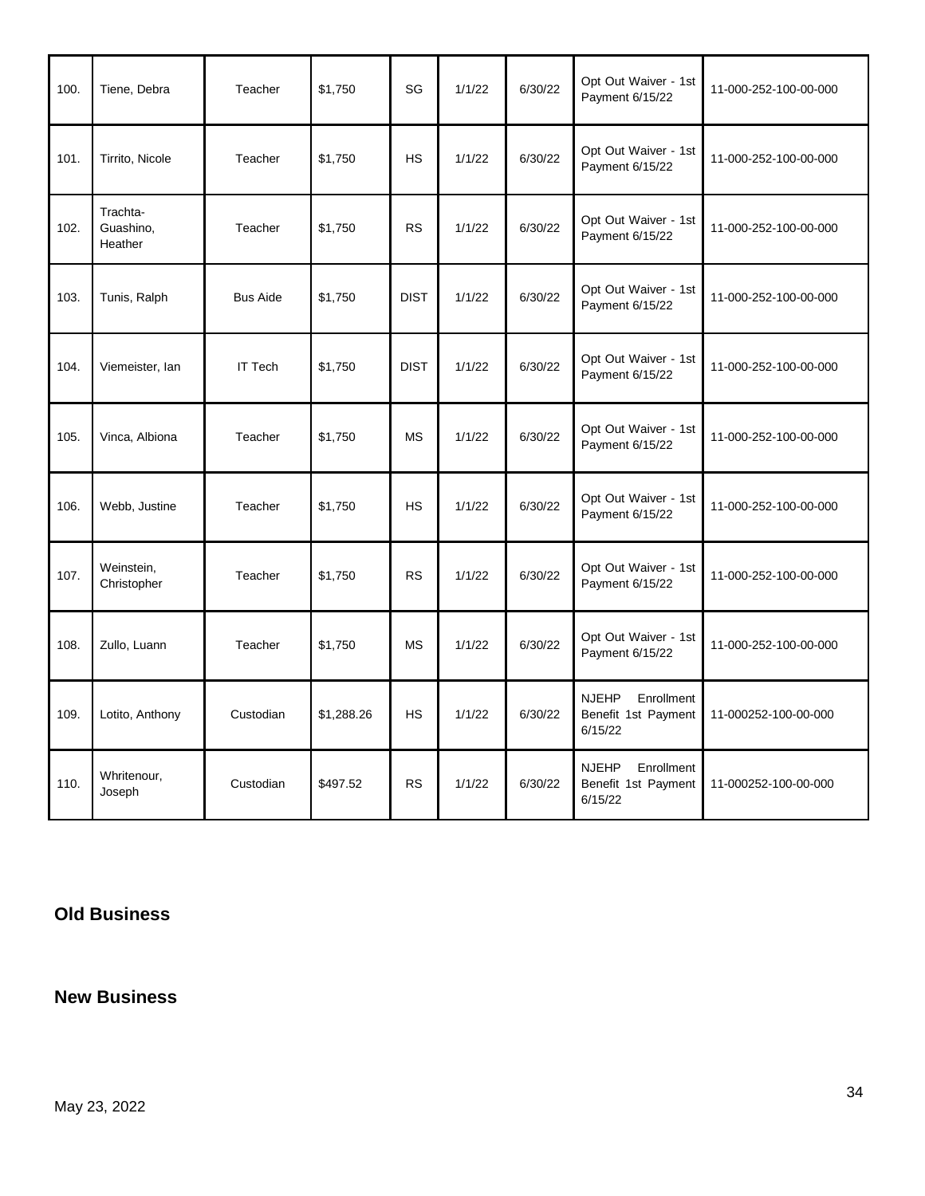| 100. | Tiene, Debra | Teacher | $1,750 | SG | 1/1/22 | 6/30/22 | Opt Out Waiver - 1st Payment 6/15/22 | 11-000-252-100-00-000 |
|---|---|---|---|---|---|---|---|---|
| 101. | Tirrito, Nicole | Teacher | $1,750 | HS | 1/1/22 | 6/30/22 | Opt Out Waiver - 1st Payment 6/15/22 | 11-000-252-100-00-000 |
| 102. | Trachta-Guashino, Heather | Teacher | $1,750 | RS | 1/1/22 | 6/30/22 | Opt Out Waiver - 1st Payment 6/15/22 | 11-000-252-100-00-000 |
| 103. | Tunis, Ralph | Bus Aide | $1,750 | DIST | 1/1/22 | 6/30/22 | Opt Out Waiver - 1st Payment 6/15/22 | 11-000-252-100-00-000 |
| 104. | Viemeister, Ian | IT Tech | $1,750 | DIST | 1/1/22 | 6/30/22 | Opt Out Waiver - 1st Payment 6/15/22 | 11-000-252-100-00-000 |
| 105. | Vinca, Albiona | Teacher | $1,750 | MS | 1/1/22 | 6/30/22 | Opt Out Waiver - 1st Payment 6/15/22 | 11-000-252-100-00-000 |
| 106. | Webb, Justine | Teacher | $1,750 | HS | 1/1/22 | 6/30/22 | Opt Out Waiver - 1st Payment 6/15/22 | 11-000-252-100-00-000 |
| 107. | Weinstein, Christopher | Teacher | $1,750 | RS | 1/1/22 | 6/30/22 | Opt Out Waiver - 1st Payment 6/15/22 | 11-000-252-100-00-000 |
| 108. | Zullo, Luann | Teacher | $1,750 | MS | 1/1/22 | 6/30/22 | Opt Out Waiver - 1st Payment 6/15/22 | 11-000-252-100-00-000 |
| 109. | Lotito, Anthony | Custodian | $1,288.26 | HS | 1/1/22 | 6/30/22 | NJEHP Enrollment Benefit 1st Payment 6/15/22 | 11-000252-100-00-000 |
| 110. | Whritenour, Joseph | Custodian | $497.52 | RS | 1/1/22 | 6/30/22 | NJEHP Enrollment Benefit 1st Payment 6/15/22 | 11-000252-100-00-000 |

## Old Business

## New Business

May 23, 2022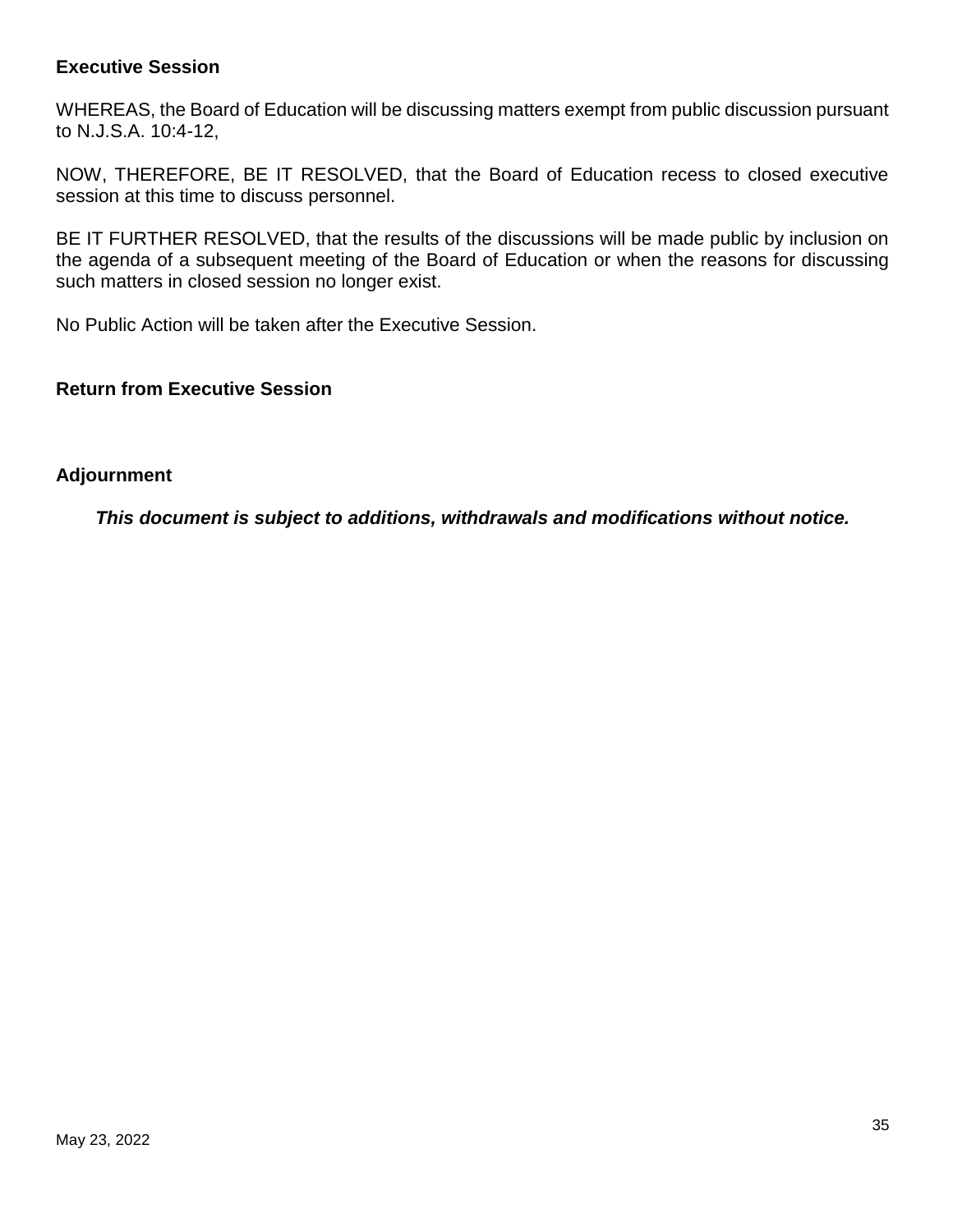**Executive Session**

WHEREAS, the Board of Education will be discussing matters exempt from public discussion pursuant to N.J.S.A. 10:4-12,

NOW, THEREFORE, BE IT RESOLVED, that the Board of Education recess to closed executive session at this time to discuss personnel.

BE IT FURTHER RESOLVED, that the results of the discussions will be made public by inclusion on the agenda of a subsequent meeting of the Board of Education or when the reasons for discussing such matters in closed session no longer exist.

No Public Action will be taken after the Executive Session.

**Return from Executive Session**

**Adjournment**

***This document is subject to additions, withdrawals and modifications without notice.***